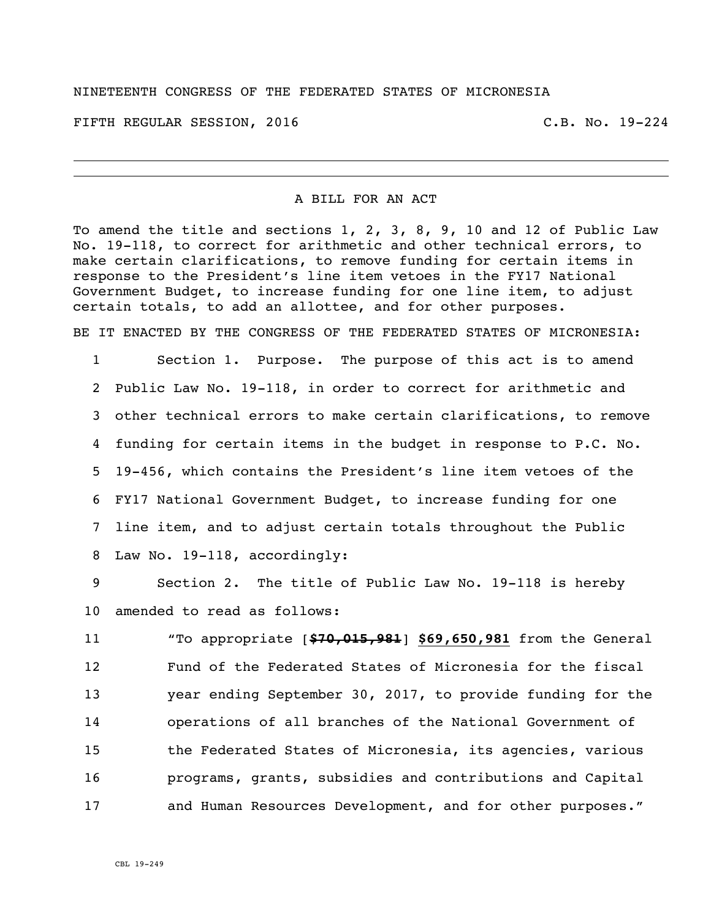NINETEENTH CONGRESS OF THE FEDERATED STATES OF MICRONESIA

FIFTH REGULAR SESSION, 2016 C.B. No. 19-224

A BILL FOR AN ACT

To amend the title and sections 1, 2, 3, 8, 9, 10 and 12 of Public Law No. 19-118, to correct for arithmetic and other technical errors, to make certain clarifications, to remove funding for certain items in response to the President's line item vetoes in the FY17 National Government Budget, to increase funding for one line item, to adjust certain totals, to add an allottee, and for other purposes.

BE IT ENACTED BY THE CONGRESS OF THE FEDERATED STATES OF MICRONESIA:

1 Section 1. Purpose. The purpose of this act is to amend
2 Public Law No. 19-118, in order to correct for arithmetic and
3 other technical errors to make certain clarifications, to remove
4 funding for certain items in the budget in response to P.C. No.
5 19-456, which contains the President's line item vetoes of the
6 FY17 National Government Budget, to increase funding for one
7 line item, and to adjust certain totals throughout the Public
8 Law No. 19-118, accordingly:

9 Section 2. The title of Public Law No. 19-118 is hereby
10 amended to read as follows:

11 "To appropriate [~~**$70,015,981**~~] **$69,650,981** from the General
12 Fund of the Federated States of Micronesia for the fiscal
13 year ending September 30, 2017, to provide funding for the
14 operations of all branches of the National Government of
15 the Federated States of Micronesia, its agencies, various
16 programs, grants, subsidies and contributions and Capital
17 and Human Resources Development, and for other purposes."

CBL 19-249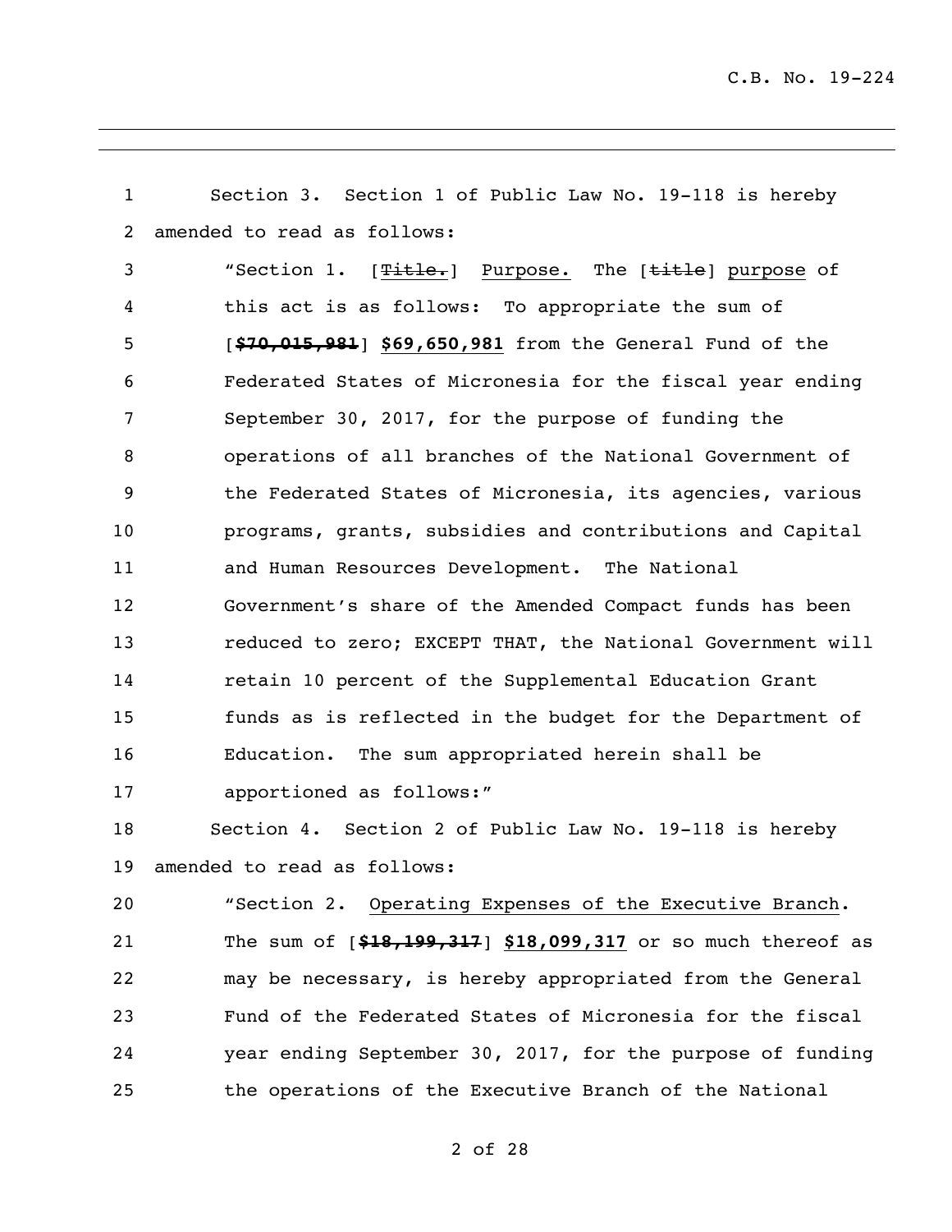Section 3. Section 1 of Public Law No. 19-118 is hereby amended to read as follows:

"Section 1. [~~Title.~~] <u>Purpose.</u> The [~~title~~] <u>purpose</u> of this act is as follows: To appropriate the sum of [~~**$70,015,981**~~] <u>**$69,650,981**</u> from the General Fund of the Federated States of Micronesia for the fiscal year ending September 30, 2017, for the purpose of funding the operations of all branches of the National Government of the Federated States of Micronesia, its agencies, various programs, grants, subsidies and contributions and Capital and Human Resources Development. The National Government's share of the Amended Compact funds has been reduced to zero; EXCEPT THAT, the National Government will retain 10 percent of the Supplemental Education Grant funds as is reflected in the budget for the Department of Education. The sum appropriated herein shall be apportioned as follows:"

Section 4. Section 2 of Public Law No. 19-118 is hereby amended to read as follows:

"Section 2. <u>Operating Expenses of the Executive Branch</u>. The sum of [~~**$18,199,317**~~] <u>**$18,099,317**</u> or so much thereof as may be necessary, is hereby appropriated from the General Fund of the Federated States of Micronesia for the fiscal year ending September 30, 2017, for the purpose of funding the operations of the Executive Branch of the National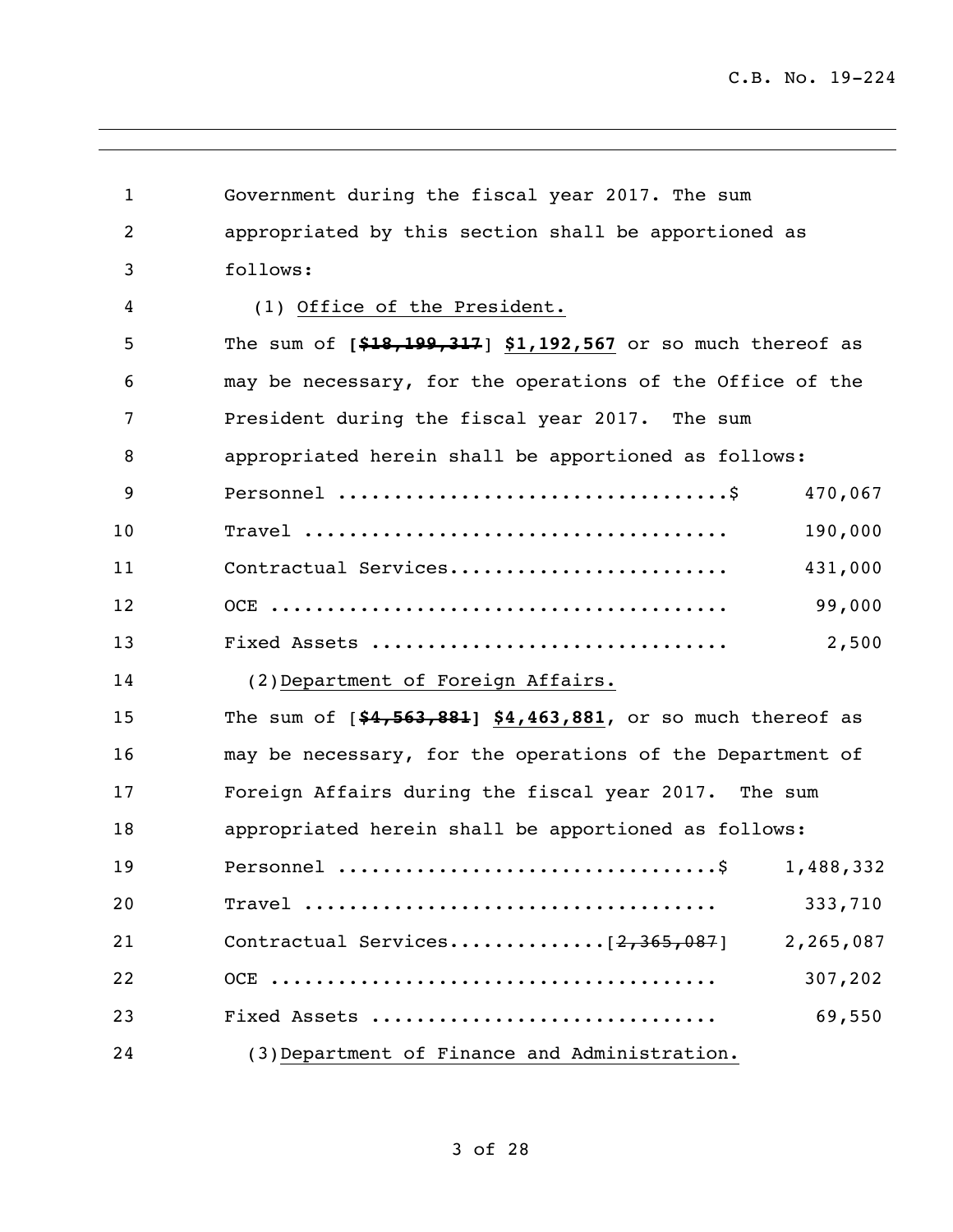Government during the fiscal year 2017. The sum appropriated by this section shall be apportioned as follows:

(1) Office of the President.

The sum of [~~$18,199,317~~] **$1,192,567** or so much thereof as may be necessary, for the operations of the Office of the President during the fiscal year 2017. The sum appropriated herein shall be apportioned as follows:

| | |
|---|---|
| Personnel ..................................$ | 470,067 |
| Travel ..................................... | 190,000 |
| Contractual Services......................... | 431,000 |
| OCE ......................................... | 99,000 |
| Fixed Assets ............................... | 2,500 |

(2) Department of Foreign Affairs.

The sum of [~~$4,563,881~~] **$4,463,881**, or so much thereof as may be necessary, for the operations of the Department of Foreign Affairs during the fiscal year 2017. The sum appropriated herein shall be apportioned as follows:

| | |
|---|---|
| Personnel .................................$ | 1,488,332 |
| Travel ..................................... | 333,710 |
| Contractual Services.............[~~2,365,087~~] | 2,265,087 |
| OCE ........................................ | 307,202 |
| Fixed Assets .............................. | 69,550 |

(3) Department of Finance and Administration.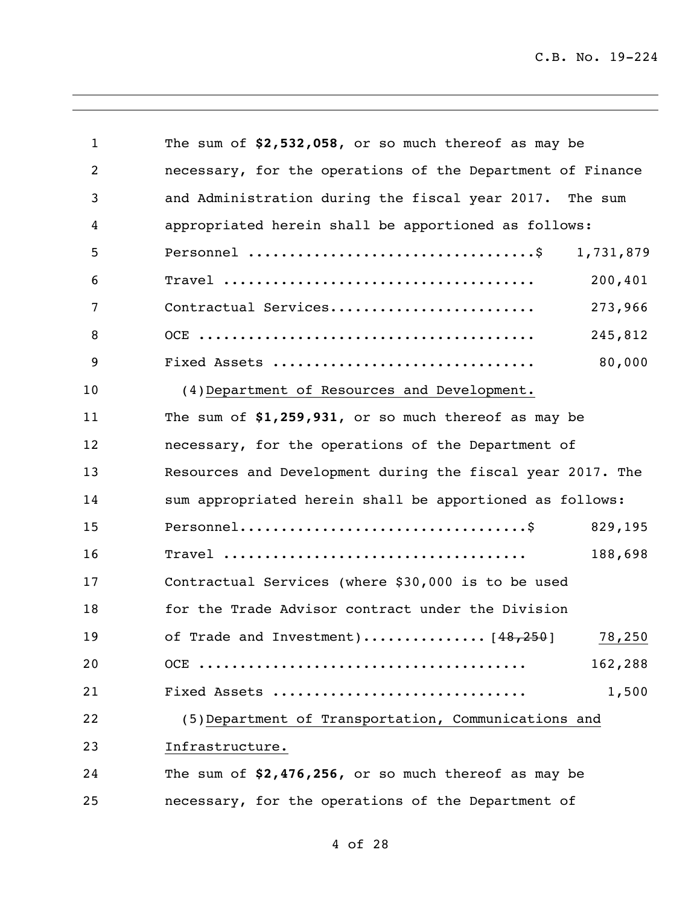The sum of **$2,532,058**, or so much thereof as may be necessary, for the operations of the Department of Finance and Administration during the fiscal year 2017. The sum appropriated herein shall be apportioned as follows:

| | |
|---|---|
| Personnel ..................................$ | 1,731,879 |
| Travel ..................................... | 200,401 |
| Contractual Services......................... | 273,966 |
| OCE ......................................... | 245,812 |
| Fixed Assets ................................ | 80,000 |

(4) Department of Resources and Development.

The sum of **$1,259,931**, or so much thereof as may be necessary, for the operations of the Department of Resources and Development during the fiscal year 2017. The sum appropriated herein shall be apportioned as follows:

| | |
|---|---|
| Personnel..................................$ | 829,195 |
| Travel ..................................... | 188,698 |
| Contractual Services (where $30,000 is to be used for the Trade Advisor contract under the Division of Trade and Investment)............... [~~48,250~~] | 78,250 |
| OCE ........................................ | 162,288 |
| Fixed Assets ............................... | 1,500 |

(5) Department of Transportation, Communications and Infrastructure.

The sum of **$2,476,256**, or so much thereof as may be necessary, for the operations of the Department of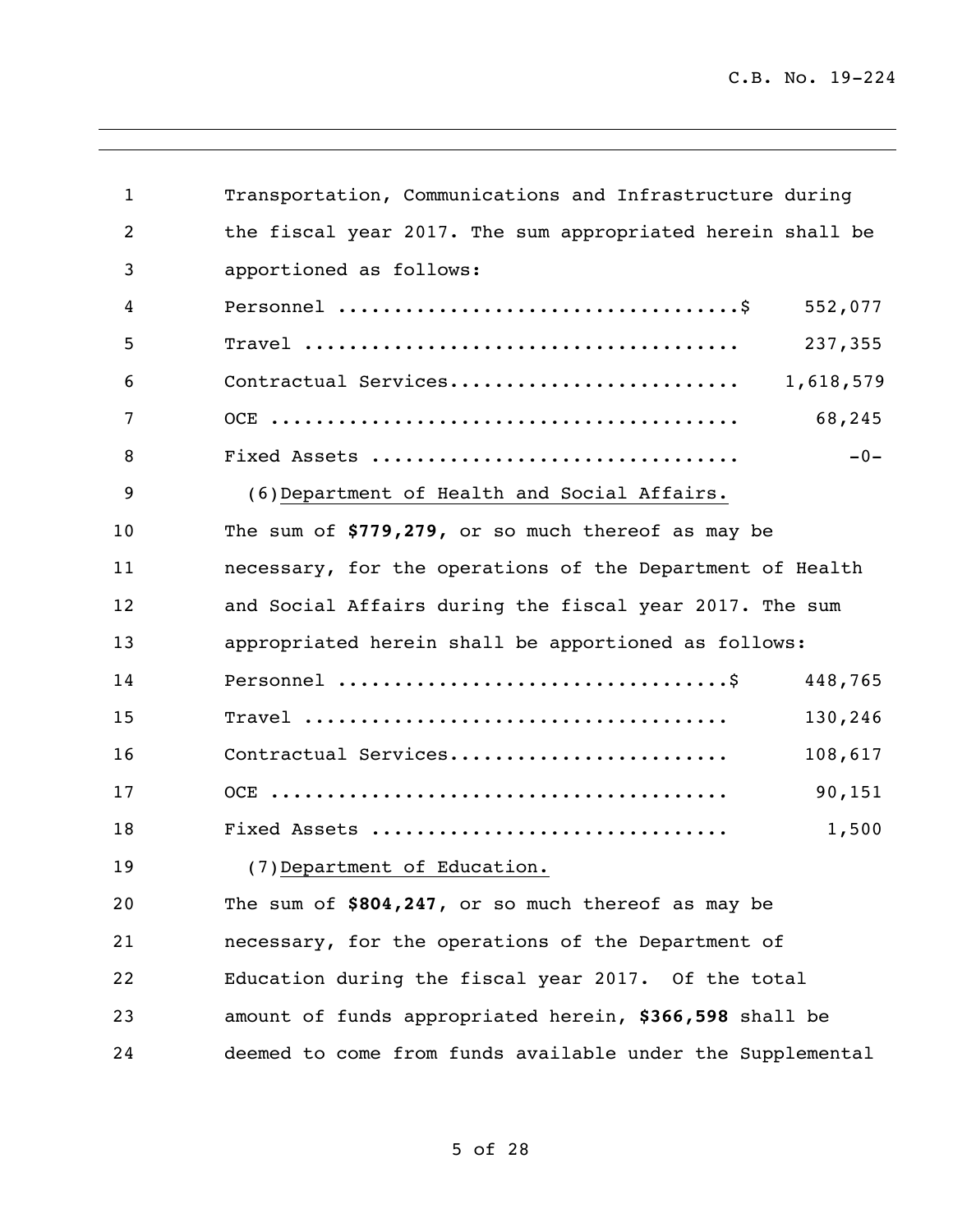Transportation, Communications and Infrastructure during the fiscal year 2017. The sum appropriated herein shall be apportioned as follows:

| | |
|---|---|
| Personnel .................................... $ | 552,077 |
| Travel ....................................... | 237,355 |
| Contractual Services.......................... | 1,618,579 |
| OCE .......................................... | 68,245 |
| Fixed Assets ................................. | -0- |

(6) Department of Health and Social Affairs.

The sum of **$779,279**, or so much thereof as may be necessary, for the operations of the Department of Health and Social Affairs during the fiscal year 2017. The sum appropriated herein shall be apportioned as follows:

| | |
|---|---|
| Personnel .................................... $ | 448,765 |
| Travel ....................................... | 130,246 |
| Contractual Services.......................... | 108,617 |
| OCE .......................................... | 90,151 |
| Fixed Assets ................................. | 1,500 |

(7) Department of Education.

The sum of **$804,247**, or so much thereof as may be necessary, for the operations of the Department of Education during the fiscal year 2017. Of the total amount of funds appropriated herein, **$366,598** shall be deemed to come from funds available under the Supplemental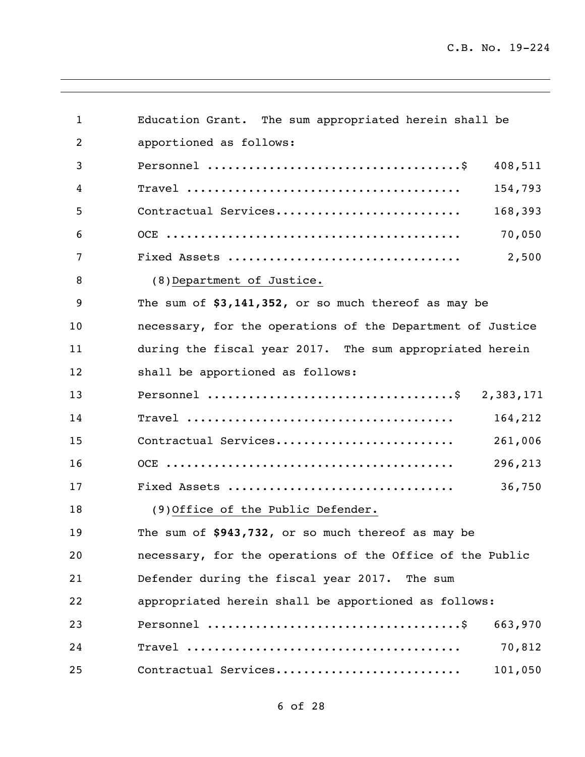Education Grant. The sum appropriated herein shall be apportioned as follows:

| | |
|---|---|
| Personnel ....................................$ | 408,511 |
| Travel ....................................... | 154,793 |
| Contractual Services.......................... | 168,393 |
| OCE .......................................... | 70,050 |
| Fixed Assets ................................. | 2,500 |

(8) Department of Justice.

The sum of **$3,141,352,** or so much thereof as may be necessary, for the operations of the Department of Justice during the fiscal year 2017. The sum appropriated herein shall be apportioned as follows:

| | |
|---|---|
| Personnel ...................................$ | 2,383,171 |
| Travel ...................................... | 164,212 |
| Contractual Services......................... | 261,006 |
| OCE ......................................... | 296,213 |
| Fixed Assets ................................ | 36,750 |

(9) Office of the Public Defender.

The sum of **$943,732**, or so much thereof as may be necessary, for the operations of the Office of the Public Defender during the fiscal year 2017. The sum appropriated herein shall be apportioned as follows:

| | |
|---|---|
| Personnel ....................................$ | 663,970 |
| Travel ....................................... | 70,812 |
| Contractual Services.......................... | 101,050 |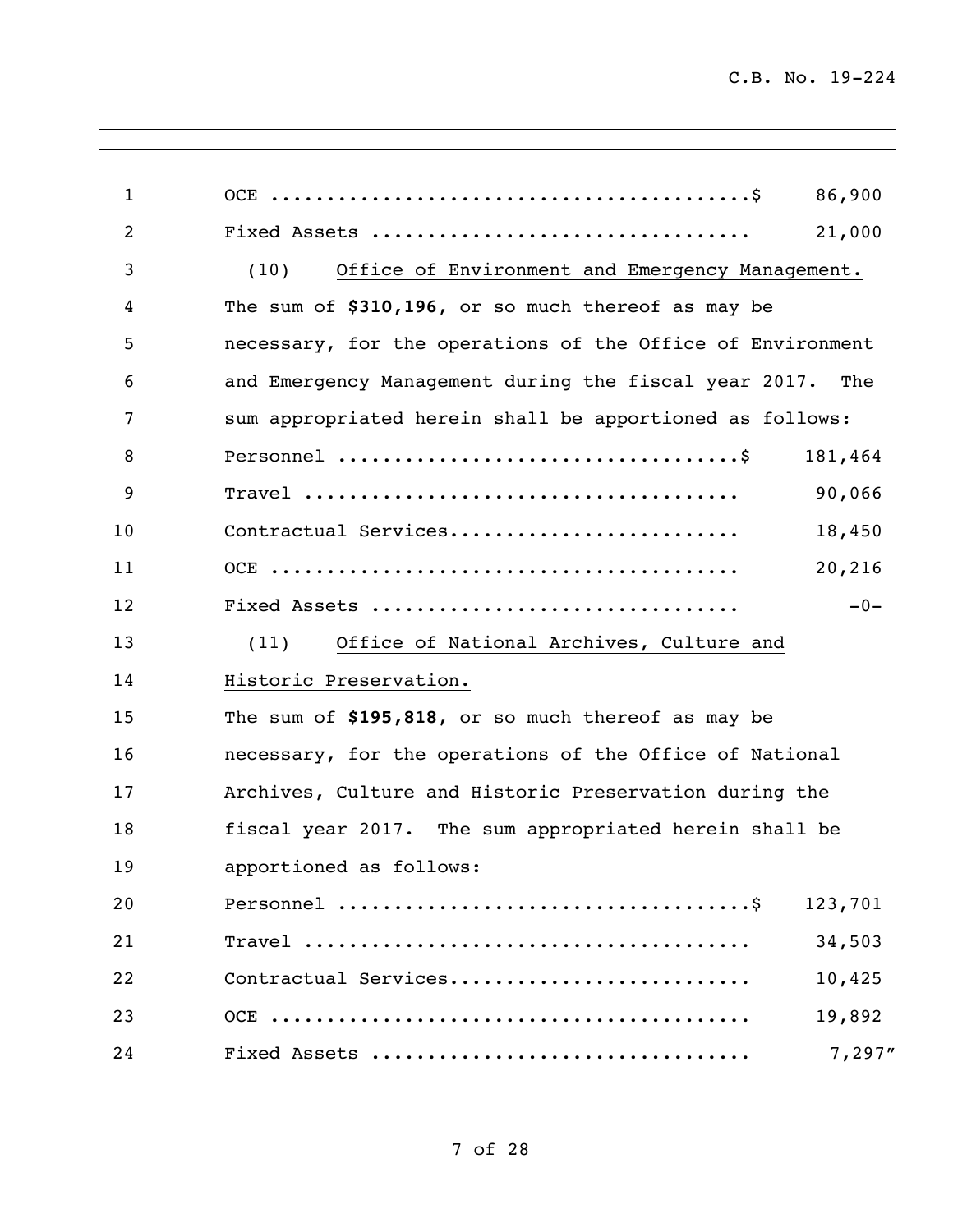OCE ..........................................$ 86,900
Fixed Assets ................................ 21,000

(10) <u>Office of Environment and Emergency Management.</u>
The sum of **$310,196**, or so much thereof as may be necessary, for the operations of the Office of Environment and Emergency Management during the fiscal year 2017. The sum appropriated herein shall be apportioned as follows:

Personnel ..................................$ 181,464
Travel ..................................... 90,066
Contractual Services......................... 18,450
OCE ......................................... 20,216
Fixed Assets ............................... -0-

(11) <u>Office of National Archives, Culture and Historic Preservation.</u>
The sum of **$195,818**, or so much thereof as may be necessary, for the operations of the Office of National Archives, Culture and Historic Preservation during the fiscal year 2017. The sum appropriated herein shall be apportioned as follows:

Personnel ...................................$ 123,701
Travel ...................................... 34,503
Contractual Services.......................... 10,425
OCE .......................................... 19,892
Fixed Assets ................................ 7,297"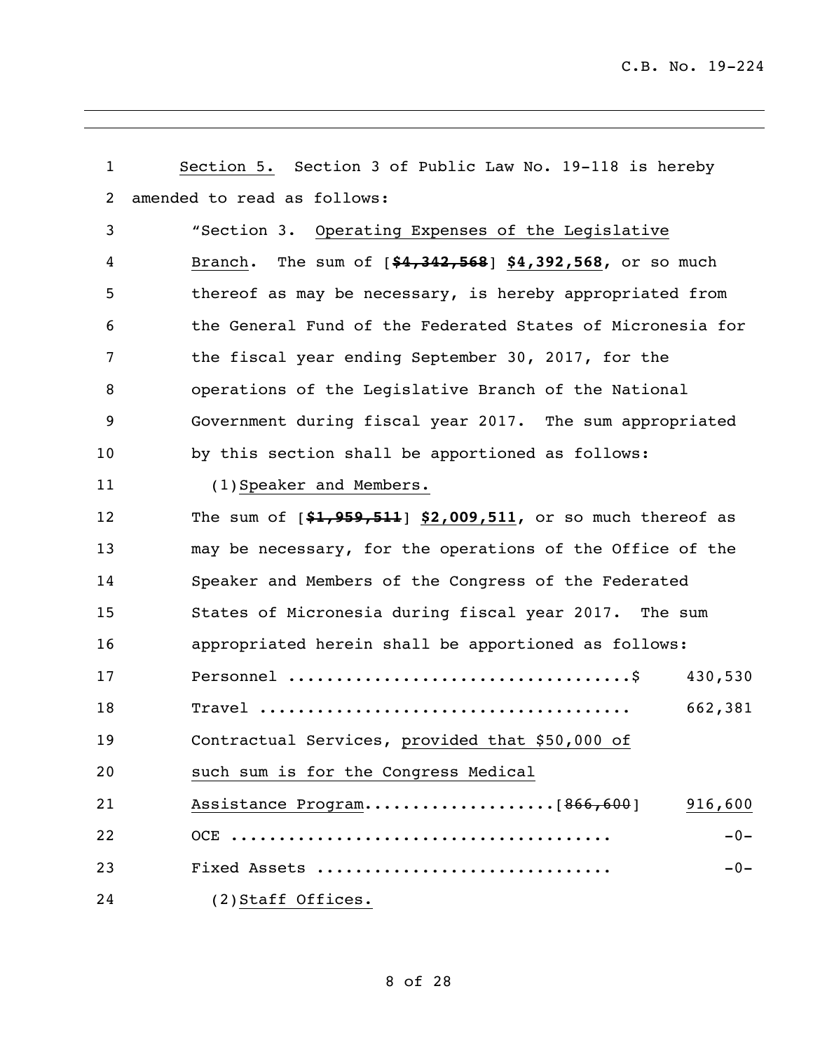Section 5. Section 3 of Public Law No. 19-118 is hereby amended to read as follows:

"Section 3. Operating Expenses of the Legislative Branch. The sum of [~~$4,342,568~~] **$4,392,568**, or so much thereof as may be necessary, is hereby appropriated from the General Fund of the Federated States of Micronesia for the fiscal year ending September 30, 2017, for the operations of the Legislative Branch of the National Government during fiscal year 2017. The sum appropriated by this section shall be apportioned as follows:

(1) Speaker and Members.

The sum of [~~$1,959,511~~] **$2,009,511**, or so much thereof as may be necessary, for the operations of the Office of the Speaker and Members of the Congress of the Federated States of Micronesia during fiscal year 2017. The sum appropriated herein shall be apportioned as follows:

| | |
|---|---|
| Personnel ....................................$ | 430,530 |
| Travel ....................................... | 662,381 |
| Contractual Services, provided that $50,000 of such sum is for the Congress Medical Assistance Program....................[~~866,600~~] | 916,600 |
| OCE ........................................ | -0- |
| Fixed Assets .............................. | -0- |

(2) Staff Offices.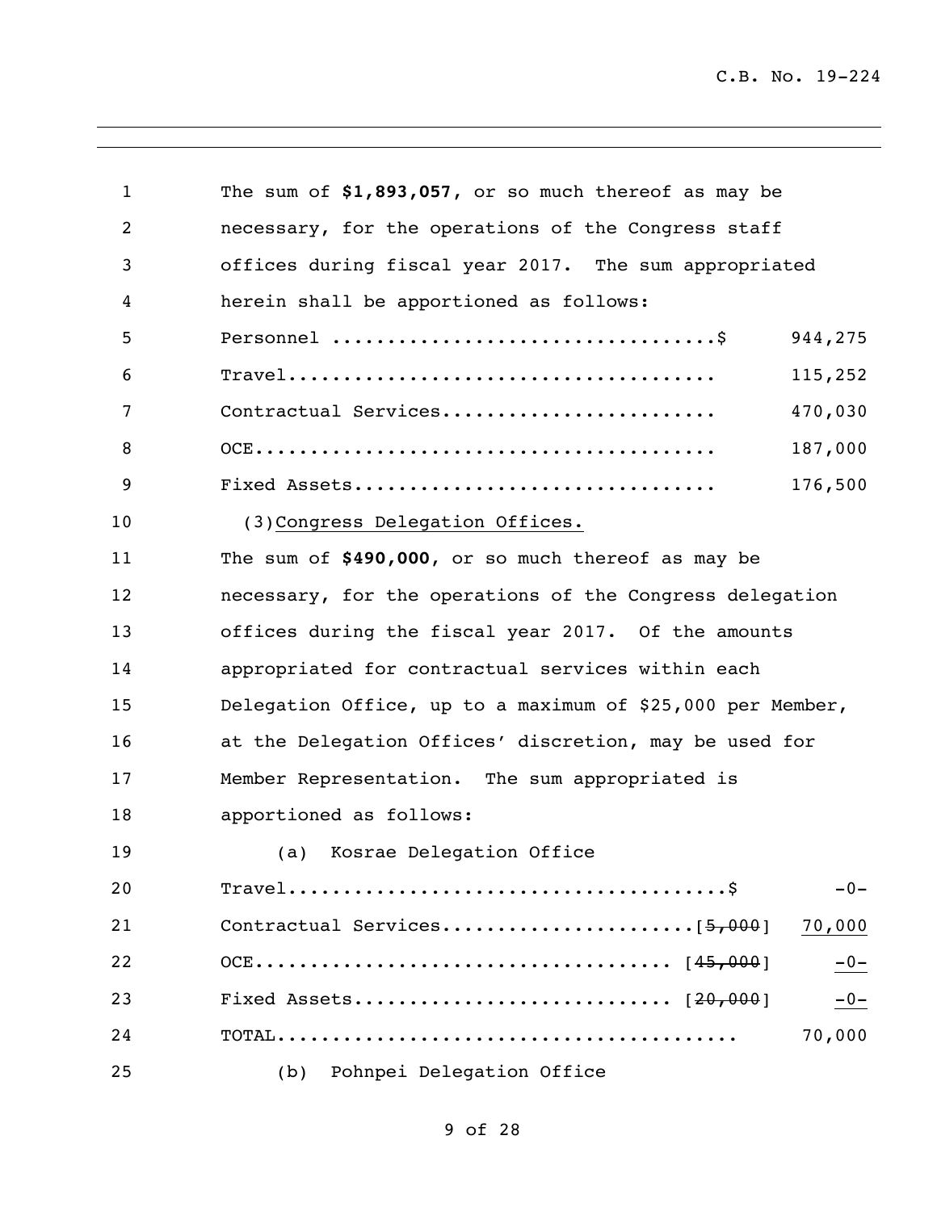The sum of **$1,893,057**, or so much thereof as may be necessary, for the operations of the Congress staff offices during fiscal year 2017. The sum appropriated herein shall be apportioned as follows:

| | | |
|---|---|---|
| Personnel .................................... | $ | 944,275 |
| Travel........................................ | | 115,252 |
| Contractual Services......................... | | 470,030 |
| OCE........................................... | | 187,000 |
| Fixed Assets.................................. | | 176,500 |

(3) Congress Delegation Offices.

The sum of **$490,000**, or so much thereof as may be necessary, for the operations of the Congress delegation offices during the fiscal year 2017. Of the amounts appropriated for contractual services within each Delegation Office, up to a maximum of $25,000 per Member, at the Delegation Offices' discretion, may be used for Member Representation. The sum appropriated is apportioned as follows:

(a) Kosrae Delegation Office

| | | |
|---|---|---|
| Travel........................................ | $ | -0- |
| Contractual Services....................... | [~~5,000~~] | 70,000 |
| OCE........................................... | [~~45,000~~] | -0- |
| Fixed Assets................................. | [~~20,000~~] | -0- |
| TOTAL......................................... | | 70,000 |

(b) Pohnpei Delegation Office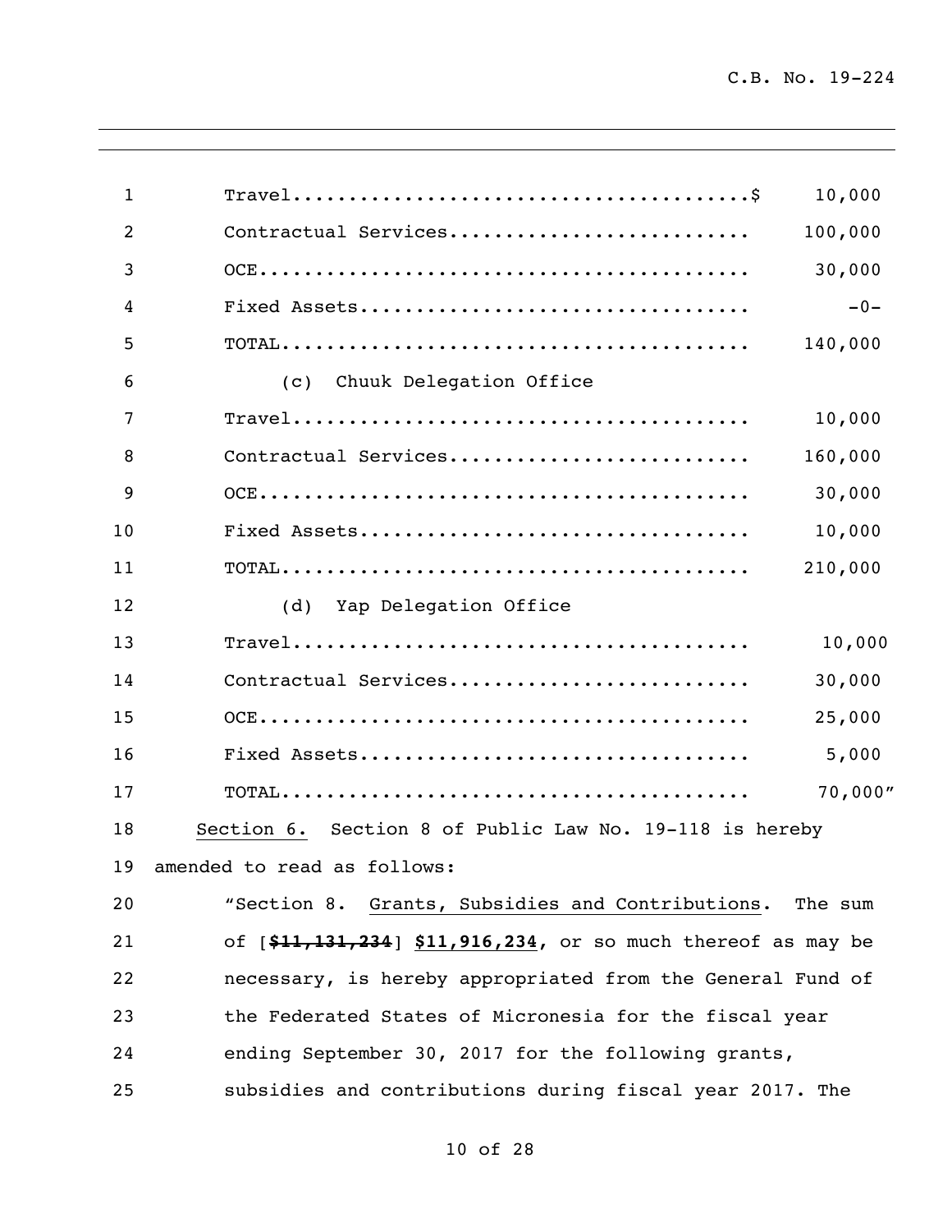| | |
|---|---|
| Travel | $ 10,000 |
| Contractual Services | 100,000 |
| OCE | 30,000 |
| Fixed Assets | -0- |
| TOTAL | 140,000 |

(c) Chuuk Delegation Office

| | |
|---|---|
| Travel | 10,000 |
| Contractual Services | 160,000 |
| OCE | 30,000 |
| Fixed Assets | 10,000 |
| TOTAL | 210,000 |

(d) Yap Delegation Office

| | |
|---|---|
| Travel | 10,000 |
| Contractual Services | 30,000 |
| OCE | 25,000 |
| Fixed Assets | 5,000 |
| TOTAL | 70,000" |

Section 6. Section 8 of Public Law No. 19-118 is hereby amended to read as follows:

"Section 8. Grants, Subsidies and Contributions. The sum of [~~**$11,131,234**~~] **$11,916,234**, or so much thereof as may be necessary, is hereby appropriated from the General Fund of the Federated States of Micronesia for the fiscal year ending September 30, 2017 for the following grants, subsidies and contributions during fiscal year 2017. The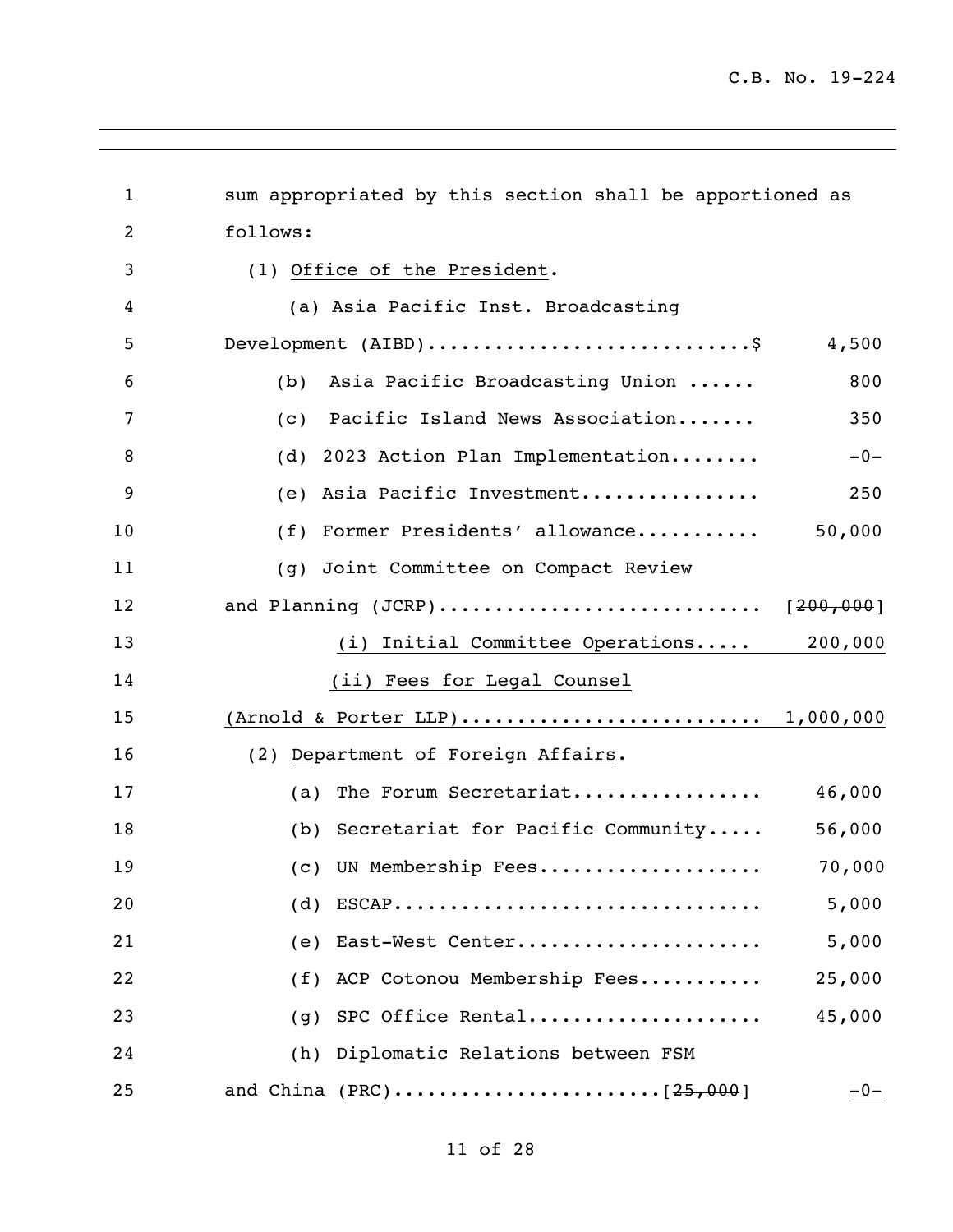sum appropriated by this section shall be apportioned as follows:

(1) Office of the President.

(a) Asia Pacific Inst. Broadcasting Development (AIBD).............................$ 4,500

(b) Asia Pacific Broadcasting Union ...... 800

(c) Pacific Island News Association....... 350

(d) 2023 Action Plan Implementation........ -0-

(e) Asia Pacific Investment................ 250

(f) Former Presidents' allowance........... 50,000

(g) Joint Committee on Compact Review and Planning (JCRP)............................. [~~200,000~~]

(i) Initial Committee Operations..... 200,000

(ii) Fees for Legal Counsel (Arnold & Porter LLP).......................... 1,000,000

(2) Department of Foreign Affairs.

(a) The Forum Secretariat................. 46,000

(b) Secretariat for Pacific Community..... 56,000

(c) UN Membership Fees.................... 70,000

(d) ESCAP................................. 5,000

(e) East-West Center...................... 5,000

(f) ACP Cotonou Membership Fees........... 25,000

(g) SPC Office Rental..................... 45,000

(h) Diplomatic Relations between FSM and China (PRC).......................[~~25,000~~] -0-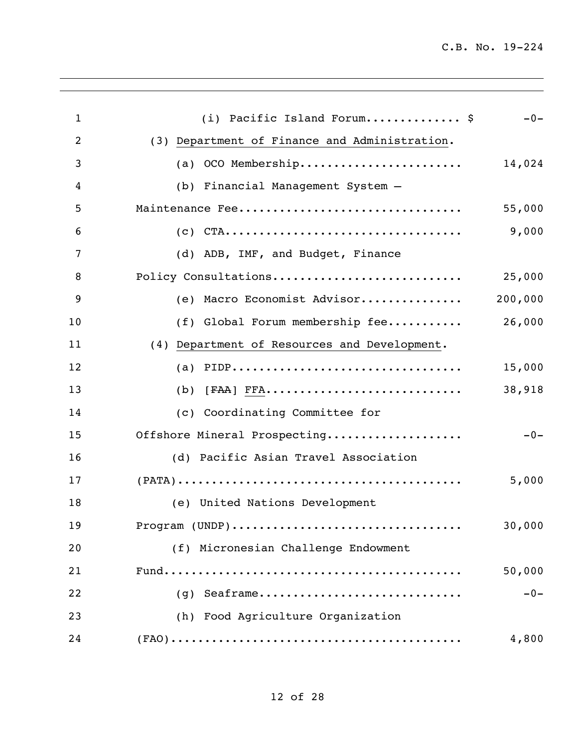(i) Pacific Island Forum............. $ -0-

(3) Department of Finance and Administration.

(a) OCO Membership........................ 14,024

(b) Financial Management System –
Maintenance Fee................................ 55,000

(c) CTA.................................. 9,000

(d) ADB, IMF, and Budget, Finance
Policy Consultations........................... 25,000

(e) Macro Economist Advisor............... 200,000

(f) Global Forum membership fee........... 26,000

(4) Department of Resources and Development.

(a) PIDP.................................. 15,000

(b) [~~FAA~~] FFA............................. 38,918

(c) Coordinating Committee for
Offshore Mineral Prospecting................... -0-

(d) Pacific Asian Travel Association
(PATA)......................................... 5,000

(e) United Nations Development
Program (UNDP)................................. 30,000

(f) Micronesian Challenge Endowment
Fund........................................... 50,000

(g) Seaframe.............................. -0-

(h) Food Agriculture Organization
(FAO).......................................... 4,800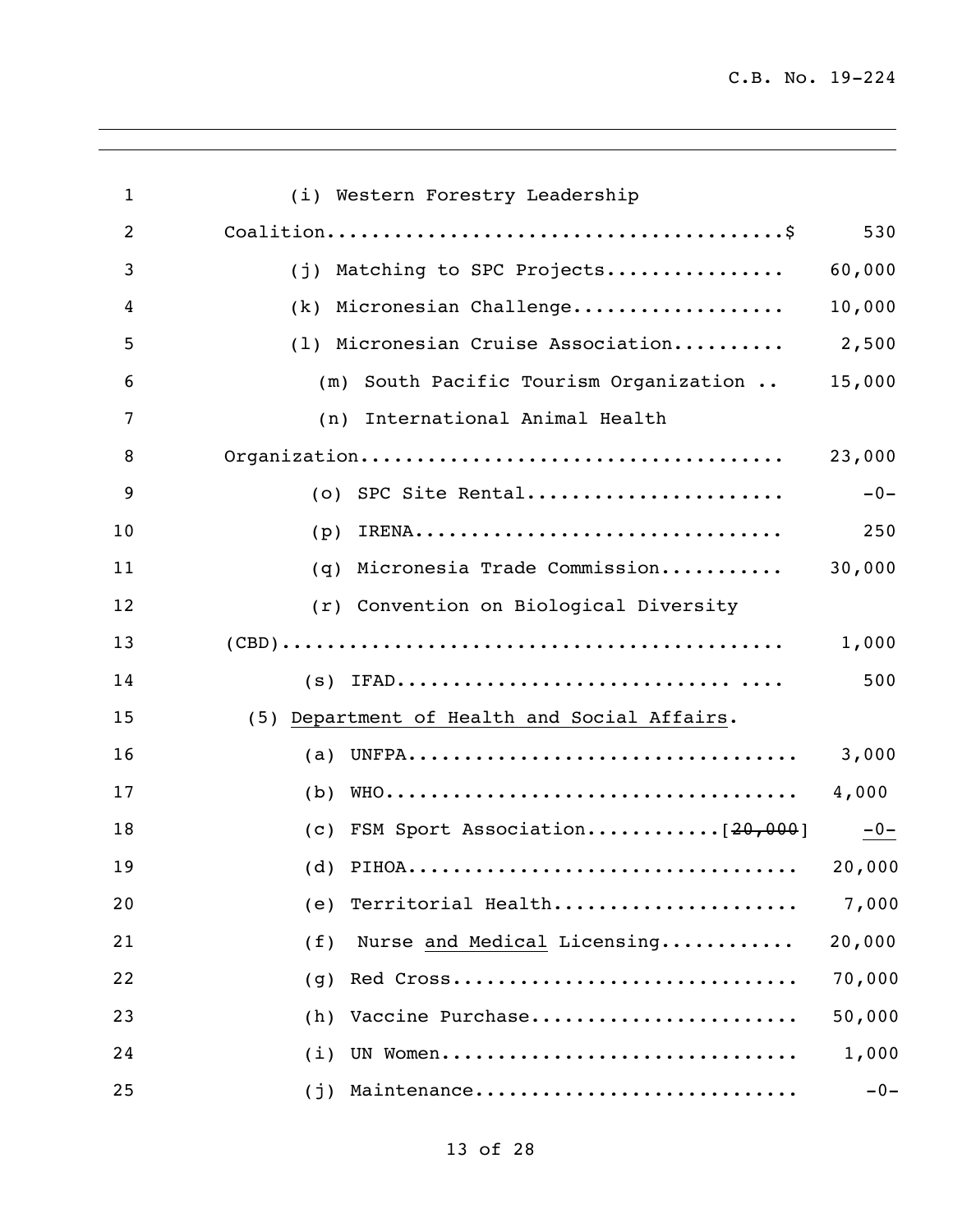| | |
|---|---|
| (i) Western Forestry Leadership Coalition........................................$ | 530 |
| (j) Matching to SPC Projects................ | 60,000 |
| (k) Micronesian Challenge................... | 10,000 |
| (l) Micronesian Cruise Association.......... | 2,500 |
| (m) South Pacific Tourism Organization .. | 15,000 |
| (n) International Animal Health Organization..................................... | 23,000 |
| (o) SPC Site Rental...................... | -0- |
| (p) IRENA................................ | 250 |
| (q) Micronesia Trade Commission........... | 30,000 |
| (r) Convention on Biological Diversity (CBD)............................................ | 1,000 |
| (s) IFAD............................. .... | 500 |
| (5) <u>Department of Health and Social Affairs</u>. | |
| (a) UNFPA.................................. | 3,000 |
| (b) WHO.................................... | 4,000 |
| (c) FSM Sport Association............[~~20,000~~] | <u>-0-</u> |
| (d) PIHOA.................................. | 20,000 |
| (e) Territorial Health...................... | 7,000 |
| (f) Nurse <u>and Medical</u> Licensing............ | 20,000 |
| (g) Red Cross.............................. | 70,000 |
| (h) Vaccine Purchase....................... | 50,000 |
| (i) UN Women............................... | 1,000 |
| (j) Maintenance............................ | -0- |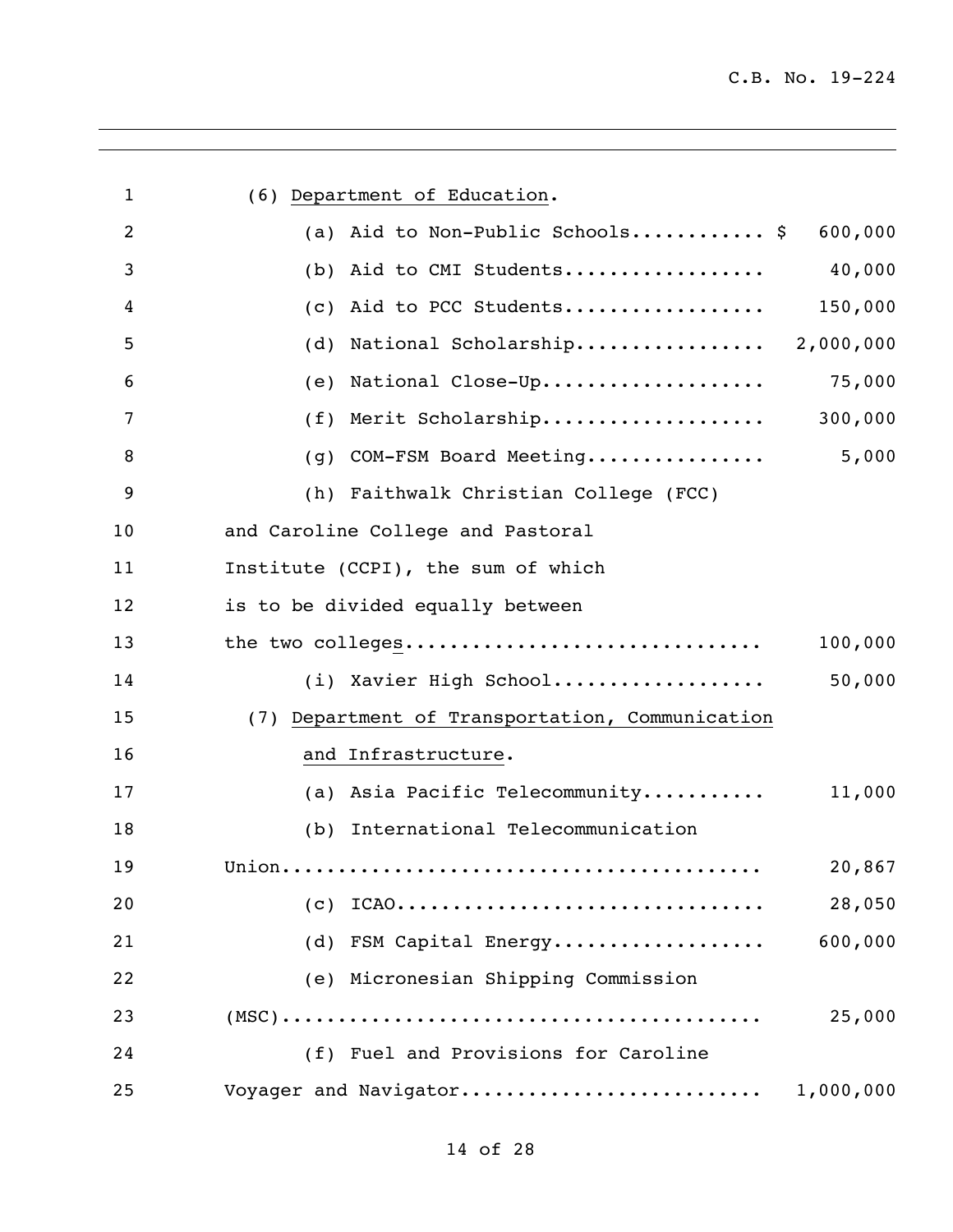(6) Department of Education.

| Item | Amount |
|---|---|
| (a) Aid to Non-Public Schools | $ 600,000 |
| (b) Aid to CMI Students | 40,000 |
| (c) Aid to PCC Students | 150,000 |
| (d) National Scholarship | 2,000,000 |
| (e) National Close-Up | 75,000 |
| (f) Merit Scholarship | 300,000 |
| (g) COM-FSM Board Meeting | 5,000 |
| (h) Faithwalk Christian College (FCC) and Caroline College and Pastoral Institute (CCPI), the sum of which is to be divided equally between the two colleges | 100,000 |
| (i) Xavier High School | 50,000 |

(7) Department of Transportation, Communication and Infrastructure.

| Item | Amount |
|---|---|
| (a) Asia Pacific Telecommunity | 11,000 |
| (b) International Telecommunication Union | 20,867 |
| (c) ICAO | 28,050 |
| (d) FSM Capital Energy | 600,000 |
| (e) Micronesian Shipping Commission (MSC) | 25,000 |
| (f) Fuel and Provisions for Caroline Voyager and Navigator | 1,000,000 |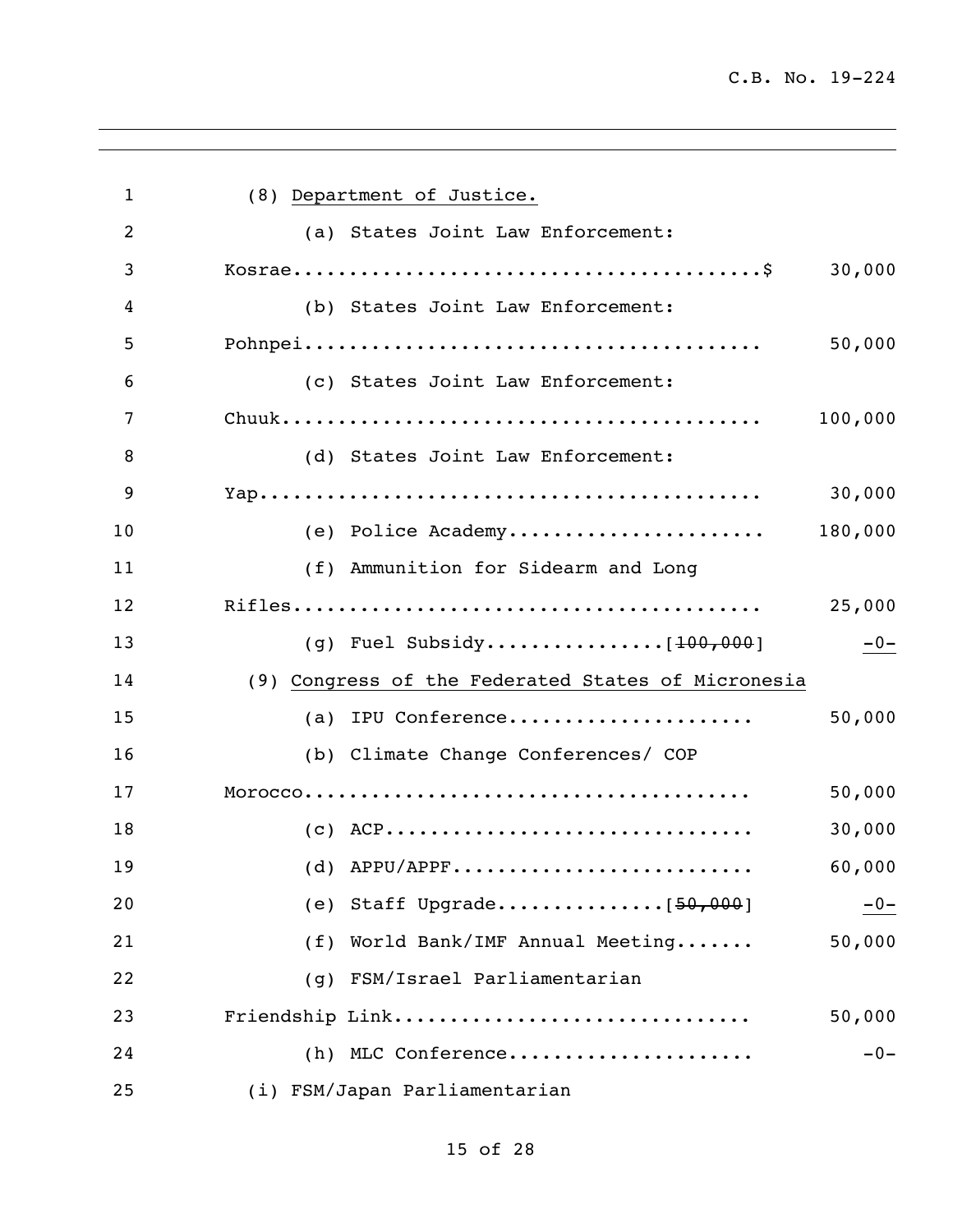(8) Department of Justice.

(a) States Joint Law Enforcement:

Kosrae.........................................$ 30,000

(b) States Joint Law Enforcement:

Pohnpei........................................ 50,000

(c) States Joint Law Enforcement:

Chuuk.......................................... 100,000

(d) States Joint Law Enforcement:

Yap............................................ 30,000

(e) Police Academy...................... 180,000

(f) Ammunition for Sidearm and Long

Rifles......................................... 25,000

(g) Fuel Subsidy................[~~100,000~~] -0-

(9) Congress of the Federated States of Micronesia

(a) IPU Conference..................... 50,000

(b) Climate Change Conferences/ COP

Morocco....................................... 50,000

(c) ACP............................... 30,000

(d) APPU/APPF.......................... 60,000

(e) Staff Upgrade...............[~~50,000~~] -0-

(f) World Bank/IMF Annual Meeting....... 50,000

(g) FSM/Israel Parliamentarian

Friendship Link............................... 50,000

(h) MLC Conference..................... -0-

(i) FSM/Japan Parliamentarian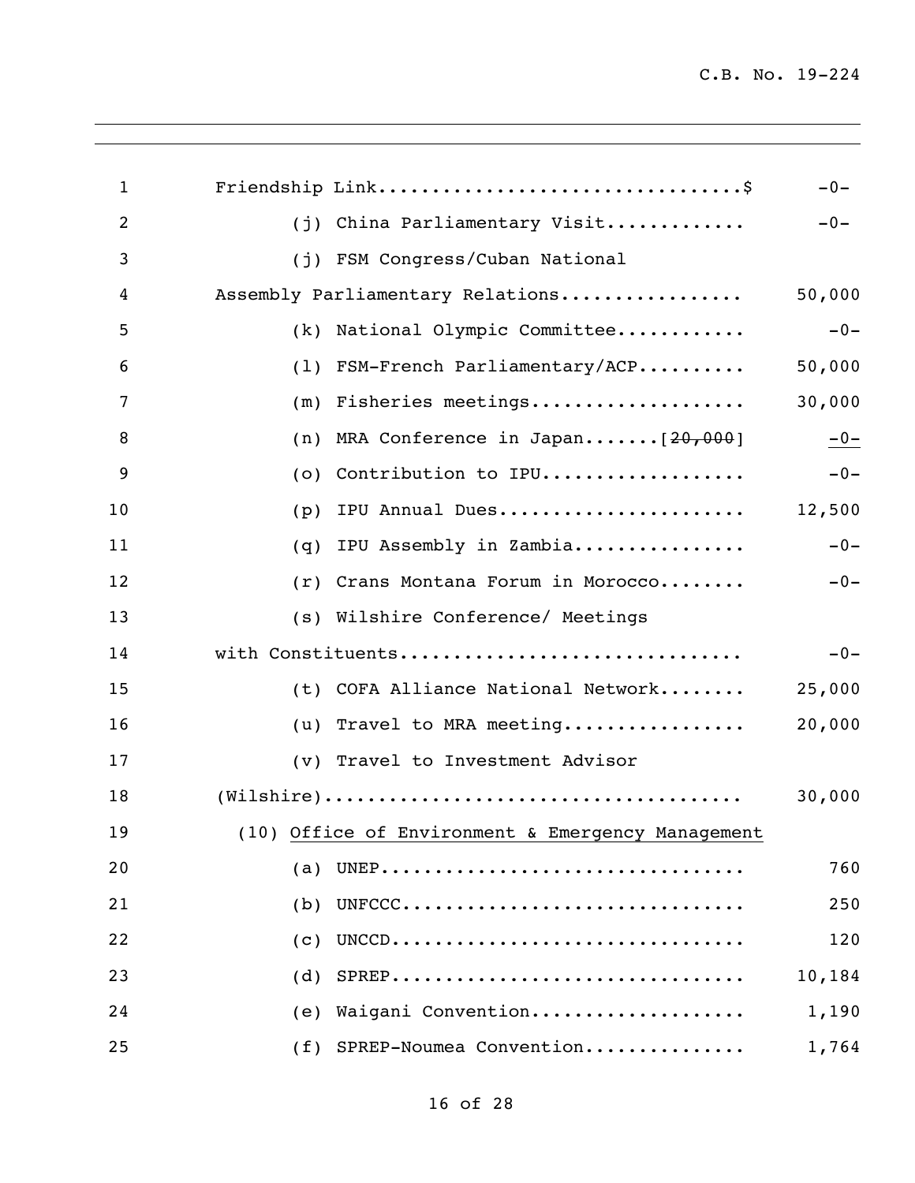Friendship Link.................................$ -0-

(j) China Parliamentary Visit............ -0-

(j) FSM Congress/Cuban National Assembly Parliamentary Relations................. 50,000

(k) National Olympic Committee............ -0-

(l) FSM-French Parliamentary/ACP.......... 50,000

(m) Fisheries meetings.................... 30,000

(n) MRA Conference in Japan.......[~~20,000~~] -0-

(o) Contribution to IPU................... -0-

(p) IPU Annual Dues....................... 12,500

(q) IPU Assembly in Zambia................ -0-

(r) Crans Montana Forum in Morocco........ -0-

(s) Wilshire Conference/ Meetings with Constituents............................... -0-

(t) COFA Alliance National Network........ 25,000

(u) Travel to MRA meeting................. 20,000

(v) Travel to Investment Advisor (Wilshire)...................................... 30,000

(10) Office of Environment & Emergency Management

(a) UNEP................................. 760

(b) UNFCCC............................... 250

(c) UNCCD................................ 120

(d) SPREP................................ 10,184

(e) Waigani Convention.................... 1,190

(f) SPREP-Noumea Convention.............. 1,764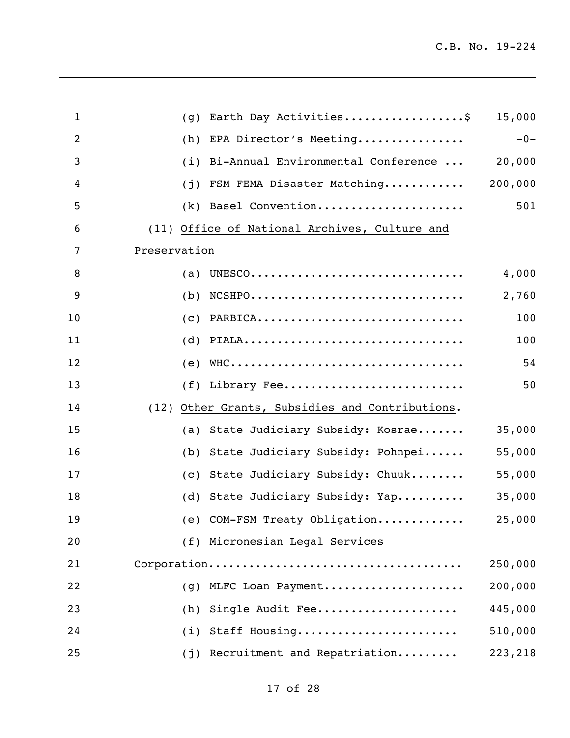(g) Earth Day Activities..................$ 15,000

(h) EPA Director's Meeting................ -0-

(i) Bi-Annual Environmental Conference ... 20,000

(j) FSM FEMA Disaster Matching............ 200,000

(k) Basel Convention...................... 501

(11) <u>Office of National Archives, Culture and Preservation</u>

(a) UNESCO................................ 4,000

(b) NCSHPO................................ 2,760

(c) PARBICA............................... 100

(d) PIALA................................. 100

(e) WHC................................... 54

(f) Library Fee........................... 50

(12) <u>Other Grants, Subsidies and Contributions</u>.

(a) State Judiciary Subsidy: Kosrae....... 35,000

(b) State Judiciary Subsidy: Pohnpei...... 55,000

(c) State Judiciary Subsidy: Chuuk........ 55,000

(d) State Judiciary Subsidy: Yap.......... 35,000

(e) COM-FSM Treaty Obligation............. 25,000

(f) Micronesian Legal Services Corporation...................................... 250,000

(g) MLFC Loan Payment..................... 200,000

(h) Single Audit Fee..................... 445,000

(i) Staff Housing........................ 510,000

(j) Recruitment and Repatriation......... 223,218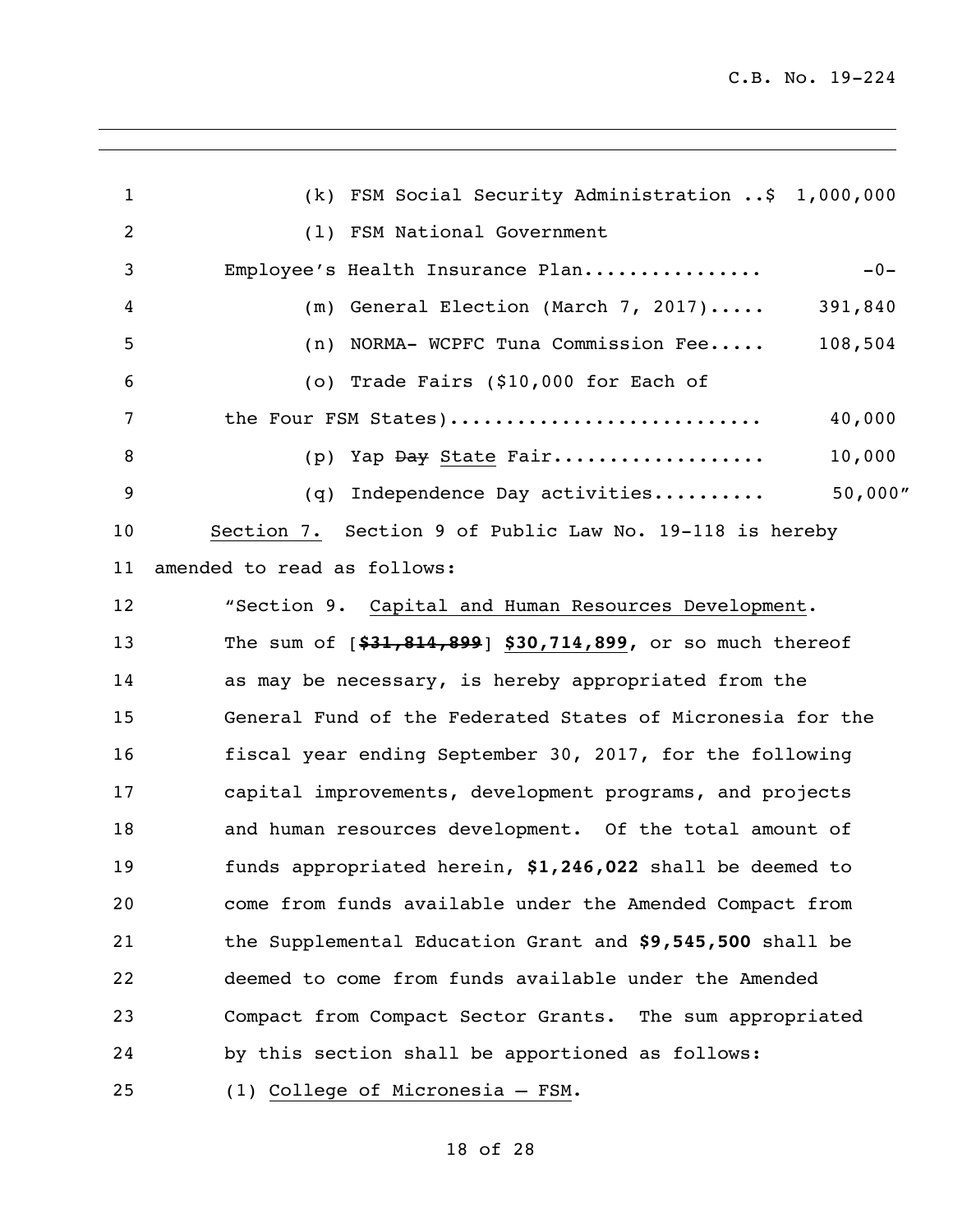(k) FSM Social Security Administration ..$ 1,000,000

(l) FSM National Government Employee's Health Insurance Plan................ -0-

(m) General Election (March 7, 2017)..... 391,840

(n) NORMA- WCPFC Tuna Commission Fee..... 108,504

(o) Trade Fairs ($10,000 for Each of the Four FSM States)........................... 40,000

(p) Yap ~~Day~~ State Fair................... 10,000

(q) Independence Day activities.......... 50,000"

Section 7. Section 9 of Public Law No. 19-118 is hereby amended to read as follows:

"Section 9. Capital and Human Resources Development. The sum of [**~~$31,814,899~~**] **$30,714,899,** or so much thereof as may be necessary, is hereby appropriated from the General Fund of the Federated States of Micronesia for the fiscal year ending September 30, 2017, for the following capital improvements, development programs, and projects and human resources development. Of the total amount of funds appropriated herein, **$1,246,022** shall be deemed to come from funds available under the Amended Compact from the Supplemental Education Grant and **$9,545,500** shall be deemed to come from funds available under the Amended Compact from Compact Sector Grants. The sum appropriated by this section shall be apportioned as follows:

(1) College of Micronesia – FSM.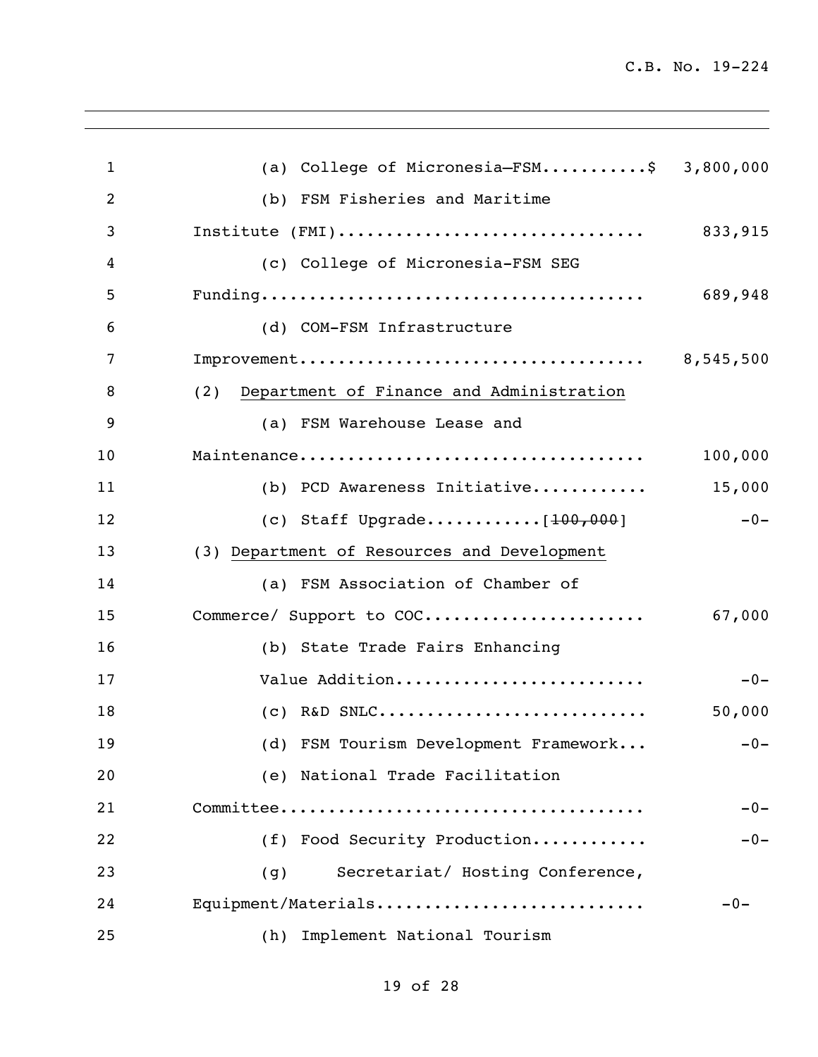(a) College of Micronesia–FSM..........$ 3,800,000

(b) FSM Fisheries and Maritime Institute (FMI)............................... 833,915

(c) College of Micronesia-FSM SEG Funding........................................ 689,948

(d) COM-FSM Infrastructure Improvement................................... 8,545,500

(2) <u>Department of Finance and Administration</u>

(a) FSM Warehouse Lease and Maintenance................................... 100,000

(b) PCD Awareness Initiative............ 15,000

(c) Staff Upgrade............[~~100,000~~] -0-

(3) <u>Department of Resources and Development</u>

(a) FSM Association of Chamber of Commerce/ Support to COC...................... 67,000

(b) State Trade Fairs Enhancing Value Addition.......................... -0-

(c) R&D SNLC........................... 50,000

(d) FSM Tourism Development Framework... -0-

(e) National Trade Facilitation Committee..................................... -0-

(f) Food Security Production............ -0-

(g) Secretariat/ Hosting Conference, Equipment/Materials........................... -0-

(h) Implement National Tourism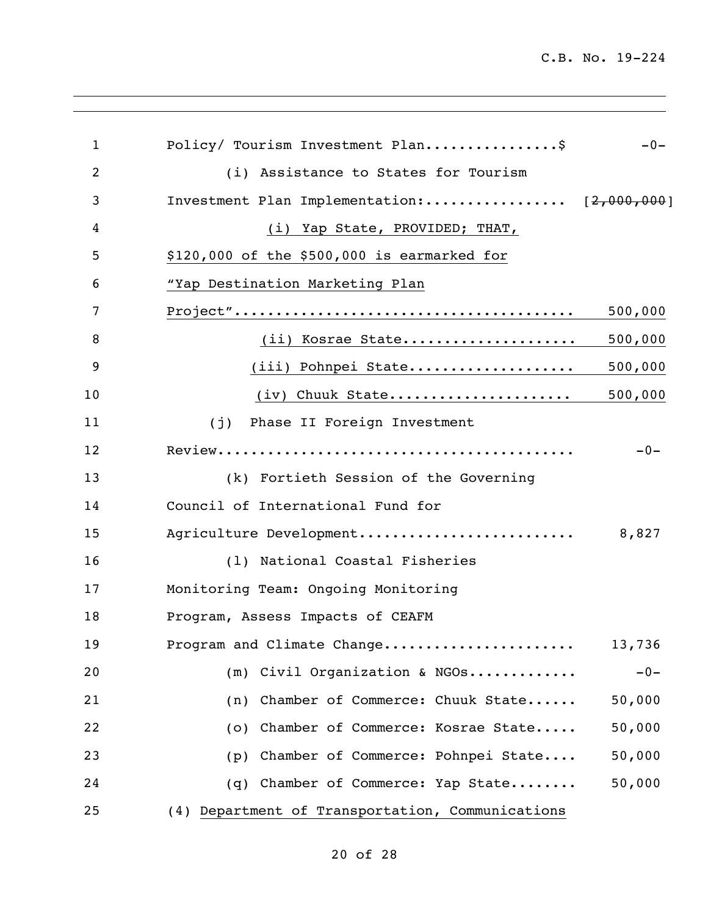Policy/ Tourism Investment Plan................$ -0-

(i) Assistance to States for Tourism Investment Plan Implementation:................. [~~2,000,000~~]

(i) Yap State, PROVIDED; THAT, $120,000 of the $500,000 is earmarked for "Yap Destination Marketing Plan Project"........................................ 500,000

(ii) Kosrae State.................... 500,000

(iii) Pohnpei State.................... 500,000

(iv) Chuuk State..................... 500,000

(j) Phase II Foreign Investment Review........................................... -0-

(k) Fortieth Session of the Governing Council of International Fund for Agriculture Development......................... 8,827

(l) National Coastal Fisheries Monitoring Team: Ongoing Monitoring Program, Assess Impacts of CEAFM Program and Climate Change...................... 13,736

(m) Civil Organization & NGOs............ -0-

(n) Chamber of Commerce: Chuuk State...... 50,000

(o) Chamber of Commerce: Kosrae State..... 50,000

(p) Chamber of Commerce: Pohnpei State.... 50,000

(q) Chamber of Commerce: Yap State........ 50,000

(4) Department of Transportation, Communications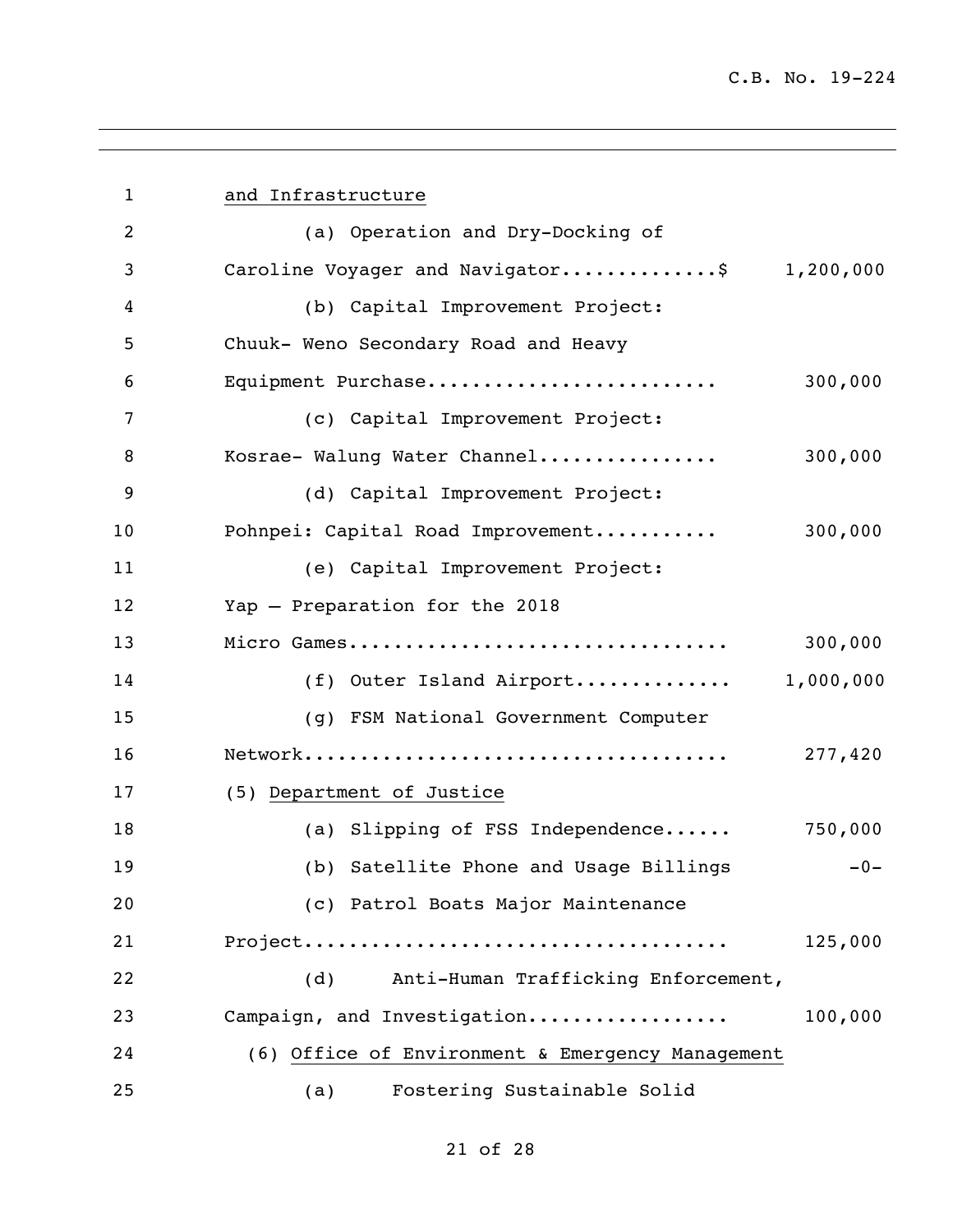and Infrastructure

(a) Operation and Dry-Docking of Caroline Voyager and Navigator..............$ 1,200,000

(b) Capital Improvement Project: Chuuk- Weno Secondary Road and Heavy Equipment Purchase.......................... 300,000

(c) Capital Improvement Project: Kosrae- Walung Water Channel................ 300,000

(d) Capital Improvement Project: Pohnpei: Capital Road Improvement........... 300,000

(e) Capital Improvement Project: Yap – Preparation for the 2018 Micro Games.................................. 300,000

(f) Outer Island Airport.............. 1,000,000

(g) FSM National Government Computer Network...................................... 277,420

(5) Department of Justice

(a) Slipping of FSS Independence...... 750,000

(b) Satellite Phone and Usage Billings -0-

(c) Patrol Boats Major Maintenance Project...................................... 125,000

(d) Anti-Human Trafficking Enforcement, Campaign, and Investigation................. 100,000

(6) Office of Environment & Emergency Management

(a) Fostering Sustainable Solid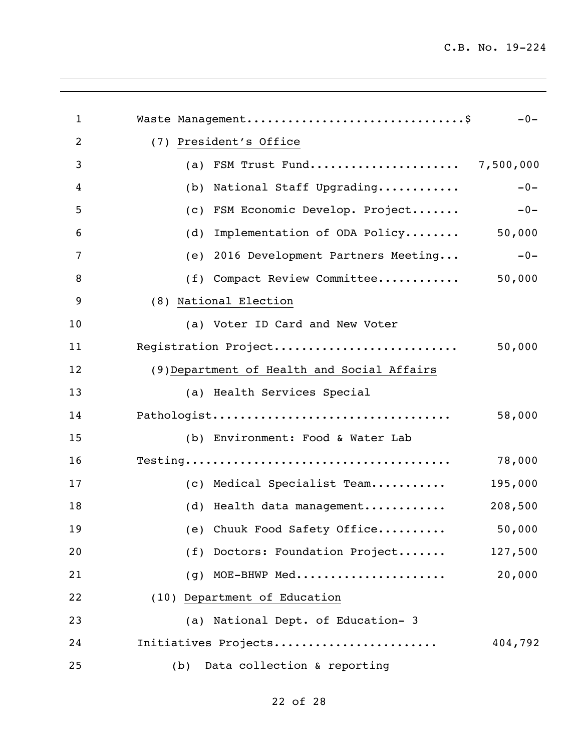Waste Management................................$ -0-

(7) <u>President's Office</u>

(a) FSM Trust Fund...................... 7,500,000

(b) National Staff Upgrading............ -0-

(c) FSM Economic Develop. Project....... -0-

(d) Implementation of ODA Policy........ 50,000

(e) 2016 Development Partners Meeting... -0-

(f) Compact Review Committee............ 50,000

(8) <u>National Election</u>

(a) Voter ID Card and New Voter Registration Project........................... 50,000

(9) <u>Department of Health and Social Affairs</u>

(a) Health Services Special Pathologist.................................. 58,000

(b) Environment: Food & Water Lab Testing....................................... 78,000

(c) Medical Specialist Team........... 195,000

(d) Health data management............ 208,500

(e) Chuuk Food Safety Office.......... 50,000

(f) Doctors: Foundation Project....... 127,500

(g) MOE-BHWP Med...................... 20,000

(10) <u>Department of Education</u>

(a) National Dept. of Education- 3 Initiatives Projects........................ 404,792

(b) Data collection & reporting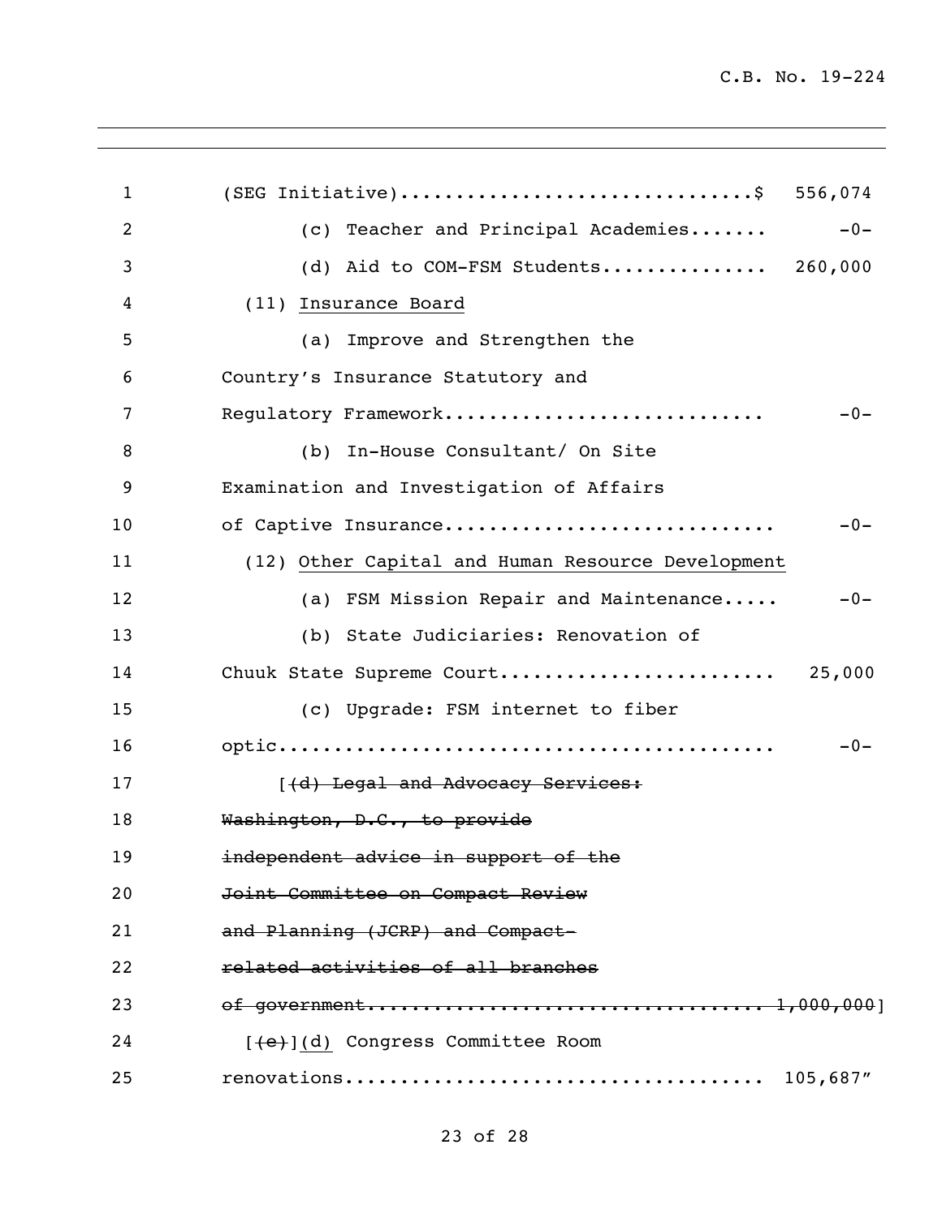(SEG Initiative)...............................$ 556,074

(c) Teacher and Principal Academies....... -0-

(d) Aid to COM-FSM Students.............. 260,000

(11) <u>Insurance Board</u>

(a) Improve and Strengthen the Country's Insurance Statutory and Regulatory Framework............................ -0-

(b) In-House Consultant/ On Site Examination and Investigation of Affairs of Captive Insurance............................. -0-

(12) <u>Other Capital and Human Resource Development</u>

(a) FSM Mission Repair and Maintenance..... -0-

(b) State Judiciaries: Renovation of Chuuk State Supreme Court........................ 25,000

(c) Upgrade: FSM internet to fiber optic............................................ -0-

[~~(d) Legal and Advocacy Services: Washington, D.C., to provide independent advice in support of the Joint Committee on Compact Review and Planning (JCRP) and Compact-related activities of all branches of government.................................. 1,000,000~~]

[~~(e)~~]<u>(d)</u> Congress Committee Room renovations.................................... 105,687"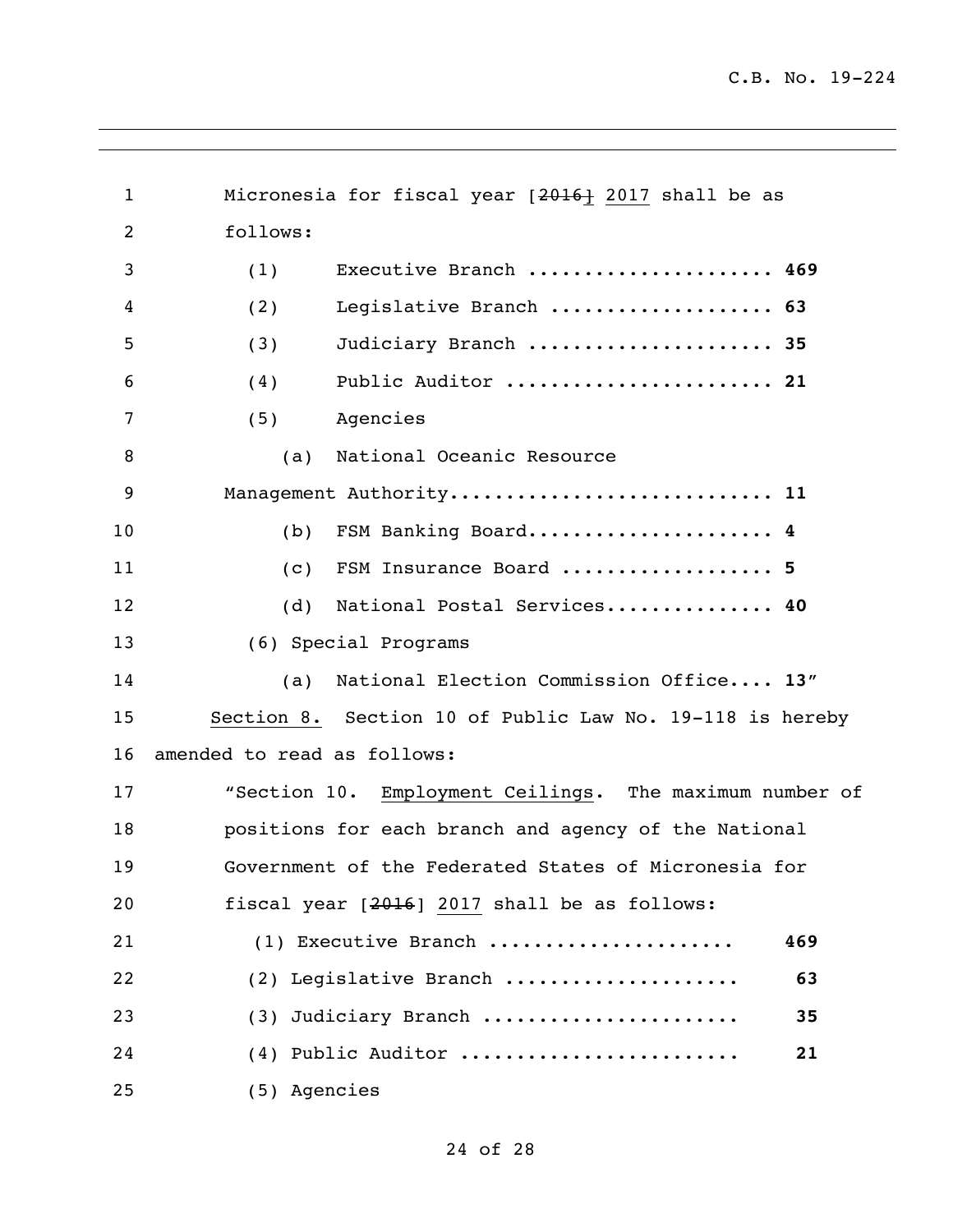Micronesia for fiscal year [~~2016~~] 2017 shall be as follows:

(1) Executive Branch ...................... **469**

(2) Legislative Branch .................... **63**

(3) Judiciary Branch ...................... **35**

(4) Public Auditor ........................ **21**

(5) Agencies

(a) National Oceanic Resource Management Authority............................ **11**

(b) FSM Banking Board..................... **4**

(c) FSM Insurance Board .................. **5**

(d) National Postal Services............... **40**

(6) Special Programs

(a) National Election Commission Office.... **13**"

Section 8. Section 10 of Public Law No. 19-118 is hereby amended to read as follows:

"Section 10. Employment Ceilings. The maximum number of positions for each branch and agency of the National Government of the Federated States of Micronesia for fiscal year [~~2016~~] 2017 shall be as follows:

(1) Executive Branch ..................... **469**

(2) Legislative Branch .................... **63**

(3) Judiciary Branch ...................... **35**

(4) Public Auditor ........................ **21**

(5) Agencies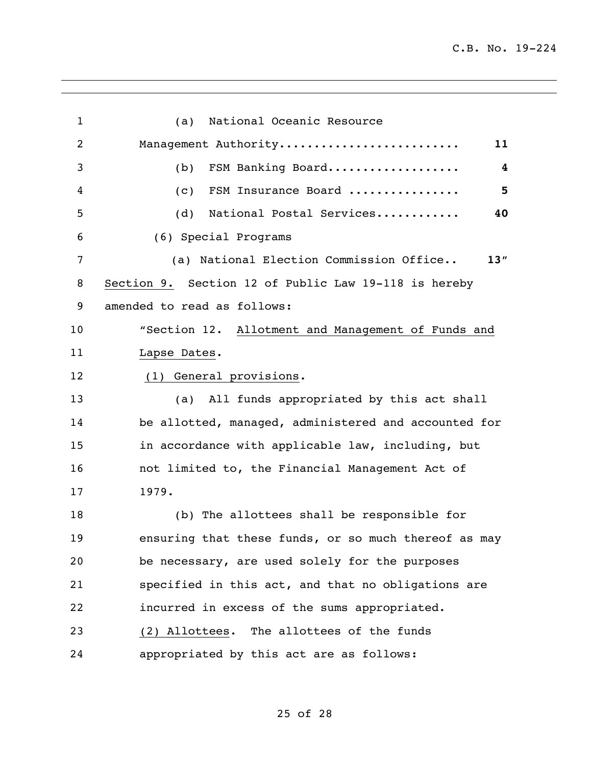(a) National Oceanic Resource Management Authority.......................... **11**

(b) FSM Banking Board.................. **4**

(c) FSM Insurance Board ................ **5**

(d) National Postal Services............ **40**

(6) Special Programs

(a) National Election Commission Office.. **13**"

Section 9. Section 12 of Public Law 19-118 is hereby amended to read as follows:

"Section 12. Allotment and Management of Funds and Lapse Dates.

(1) General provisions.

(a) All funds appropriated by this act shall be allotted, managed, administered and accounted for in accordance with applicable law, including, but not limited to, the Financial Management Act of 1979.

(b) The allottees shall be responsible for ensuring that these funds, or so much thereof as may be necessary, are used solely for the purposes specified in this act, and that no obligations are incurred in excess of the sums appropriated.

(2) Allottees. The allottees of the funds appropriated by this act are as follows: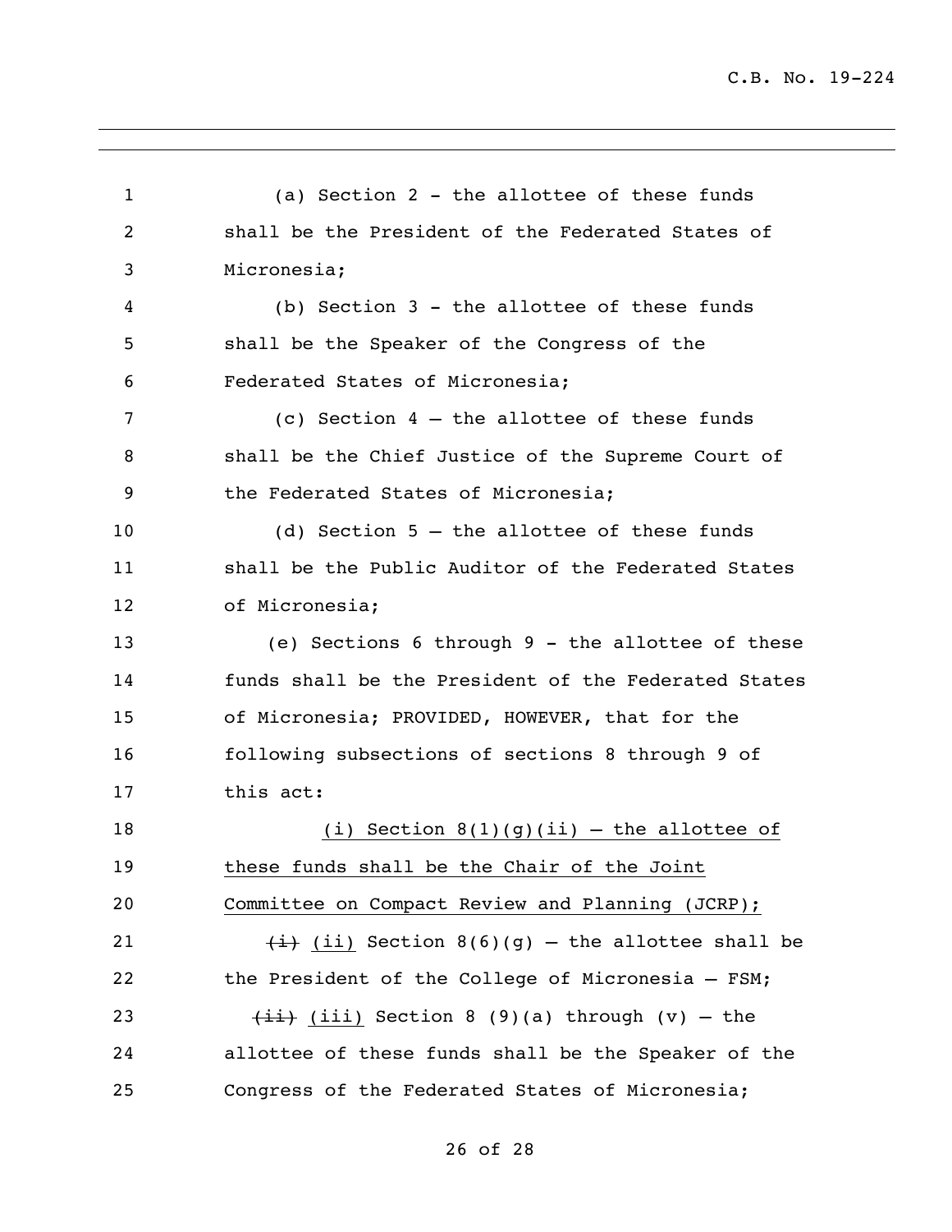(a) Section 2 - the allottee of these funds shall be the President of the Federated States of Micronesia;

(b) Section 3 - the allottee of these funds shall be the Speaker of the Congress of the Federated States of Micronesia;

(c) Section 4 – the allottee of these funds shall be the Chief Justice of the Supreme Court of the Federated States of Micronesia;

(d) Section 5 – the allottee of these funds shall be the Public Auditor of the Federated States of Micronesia;

(e) Sections 6 through 9 - the allottee of these funds shall be the President of the Federated States of Micronesia; PROVIDED, HOWEVER, that for the following subsections of sections 8 through 9 of this act:

<u>(i) Section 8(1)(g)(ii) – the allottee of these funds shall be the Chair of the Joint Committee on Compact Review and Planning (JCRP);</u>

~~(i)~~ <u>(ii)</u> Section 8(6)(g) – the allottee shall be the President of the College of Micronesia – FSM;

~~(ii)~~ <u>(iii)</u> Section 8 (9)(a) through (v) – the allottee of these funds shall be the Speaker of the Congress of the Federated States of Micronesia;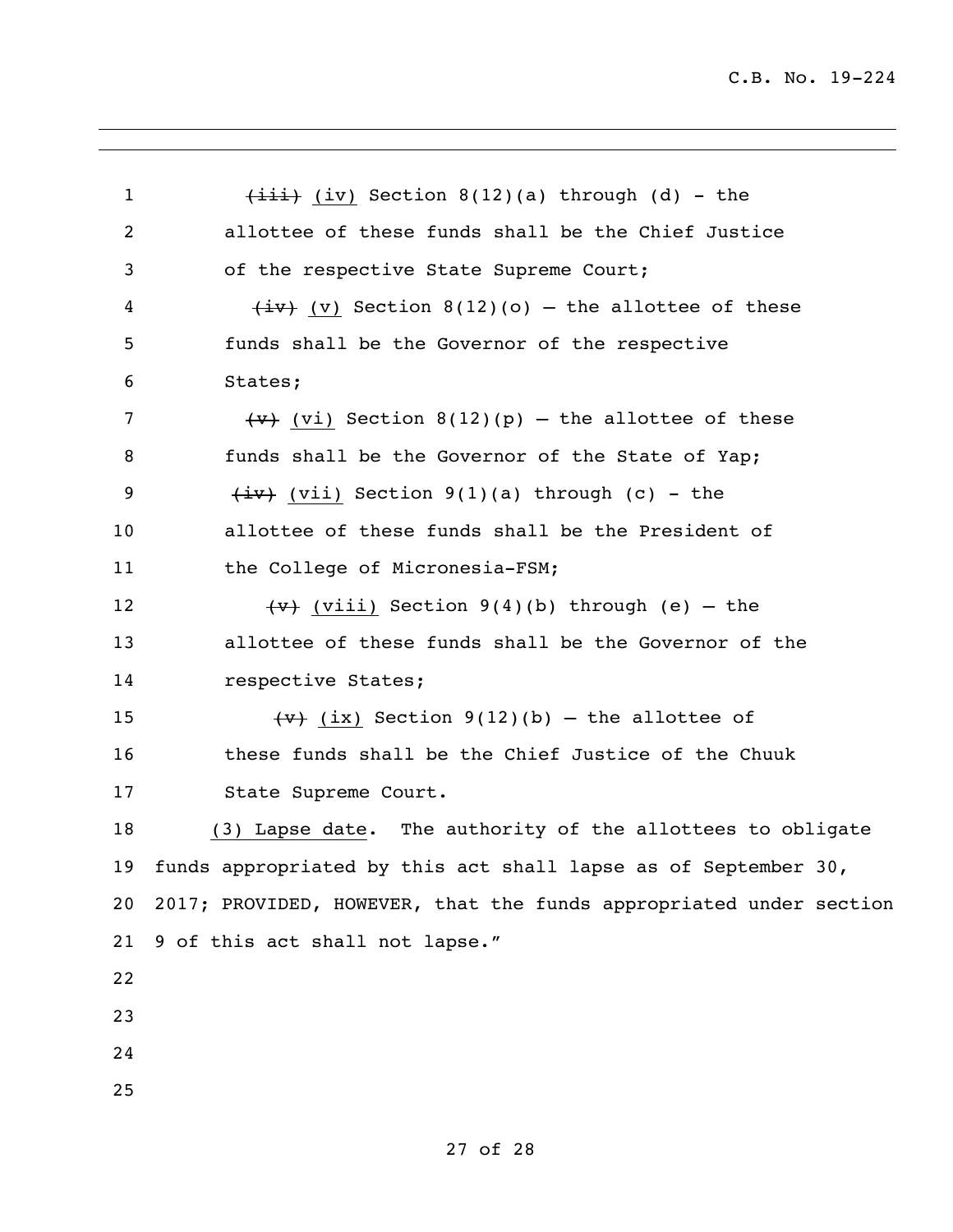~~(iii)~~ (iv) Section 8(12)(a) through (d) - the allottee of these funds shall be the Chief Justice of the respective State Supreme Court;

~~(iv)~~ (v) Section 8(12)(o) – the allottee of these funds shall be the Governor of the respective States;

~~(v)~~ (vi) Section 8(12)(p) – the allottee of these funds shall be the Governor of the State of Yap;

~~(iv)~~ (vii) Section 9(1)(a) through (c) - the allottee of these funds shall be the President of the College of Micronesia-FSM;

~~(v)~~ (viii) Section 9(4)(b) through (e) – the allottee of these funds shall be the Governor of the respective States;

~~(v)~~ (ix) Section 9(12)(b) – the allottee of these funds shall be the Chief Justice of the Chuuk State Supreme Court.

(3) Lapse date. The authority of the allottees to obligate funds appropriated by this act shall lapse as of September 30, 2017; PROVIDED, HOWEVER, that the funds appropriated under section 9 of this act shall not lapse."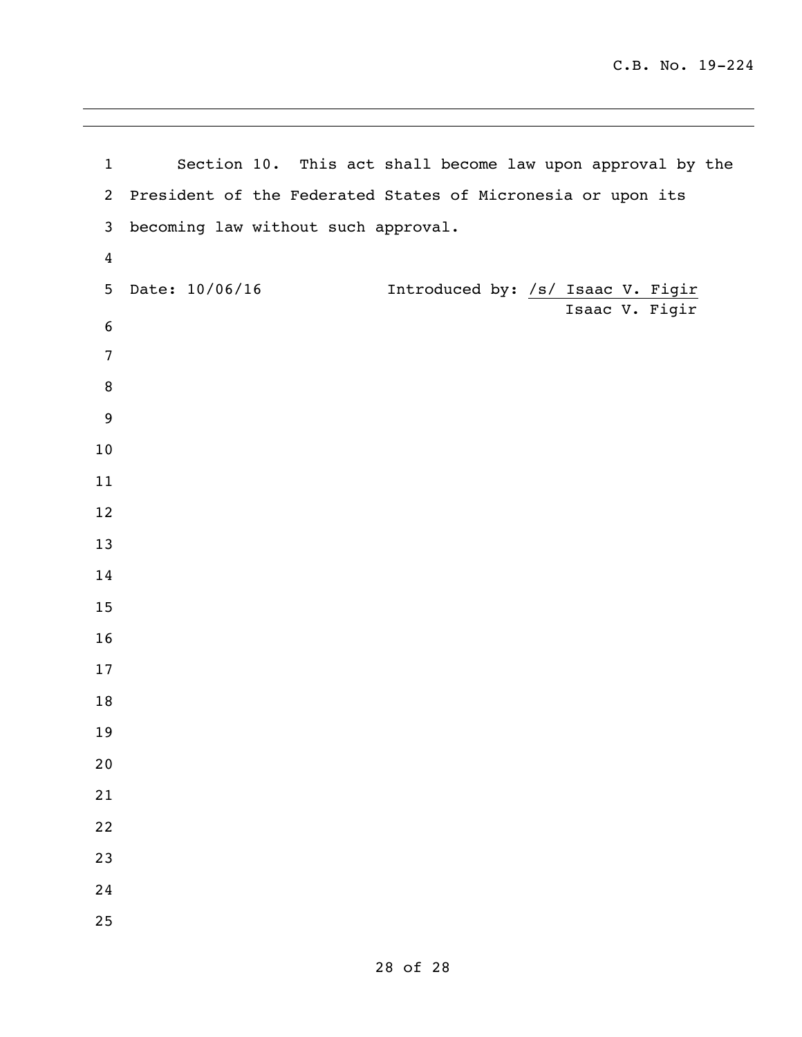Section 10. This act shall become law upon approval by the President of the Federated States of Micronesia or upon its becoming law without such approval.

Date: 10/06/16 Introduced by: /s/ Isaac V. Figir

Isaac V. Figir